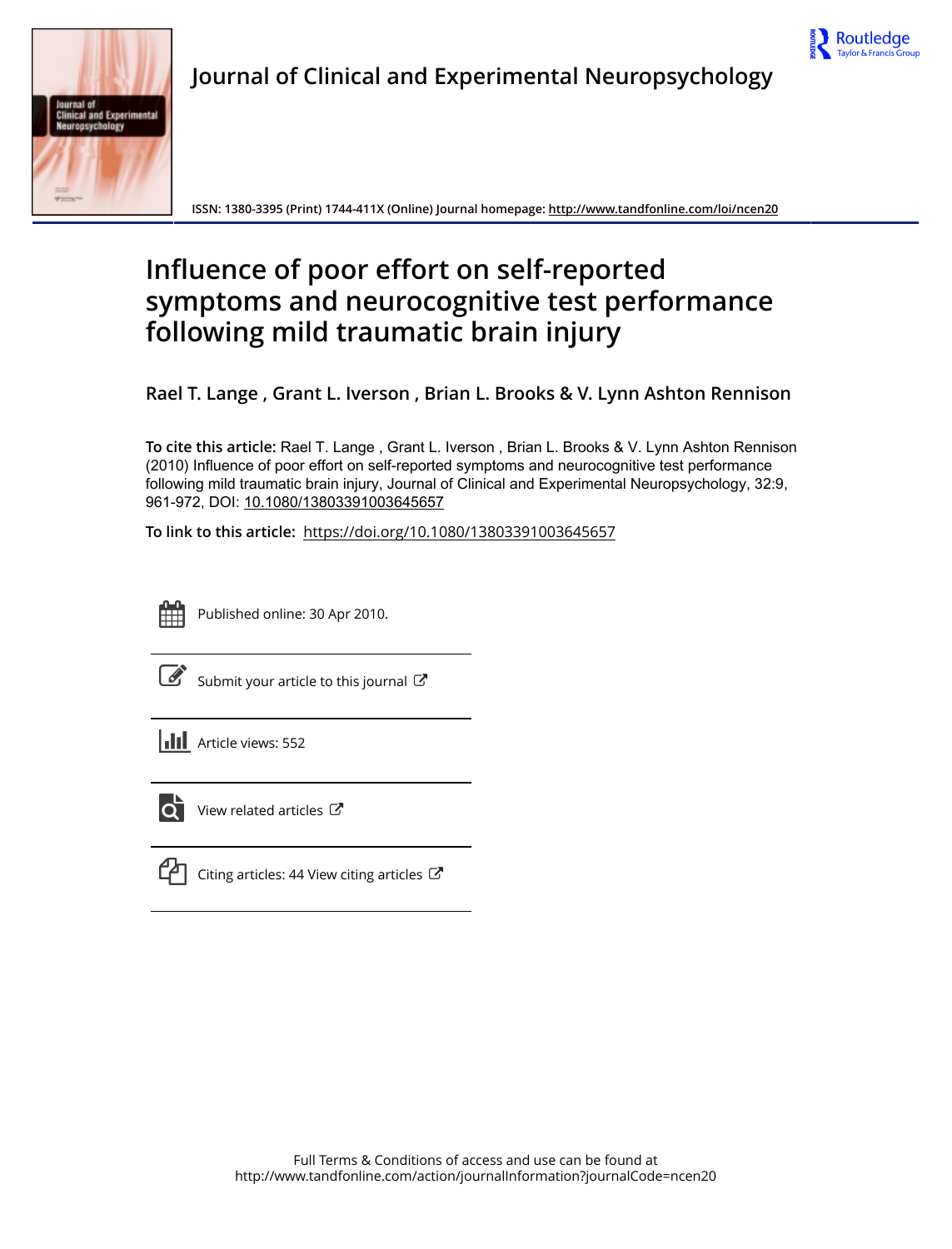Journal of Clinical and Experimental Neuropsychology

ISSN: 1380-3395 (Print) 1744-411X (Online) Journal homepage: http://www.tandfonline.com/loi/ncen20

# Influence of poor effort on self-reported symptoms and neurocognitive test performance following mild traumatic brain injury

**Rael T. Lange , Grant L. Iverson , Brian L. Brooks & V. Lynn Ashton Rennison**

**To cite this article:** Rael T. Lange , Grant L. Iverson , Brian L. Brooks & V. Lynn Ashton Rennison (2010) Influence of poor effort on self-reported symptoms and neurocognitive test performance following mild traumatic brain injury, Journal of Clinical and Experimental Neuropsychology, 32:9, 961-972, DOI: 10.1080/13803391003645657

**To link to this article:** https://doi.org/10.1080/13803391003645657

Published online: 30 Apr 2010.

Submit your article to this journal

Article views: 552

View related articles

Citing articles: 44 View citing articles

Full Terms & Conditions of access and use can be found at
http://www.tandfonline.com/action/journalInformation?journalCode=ncen20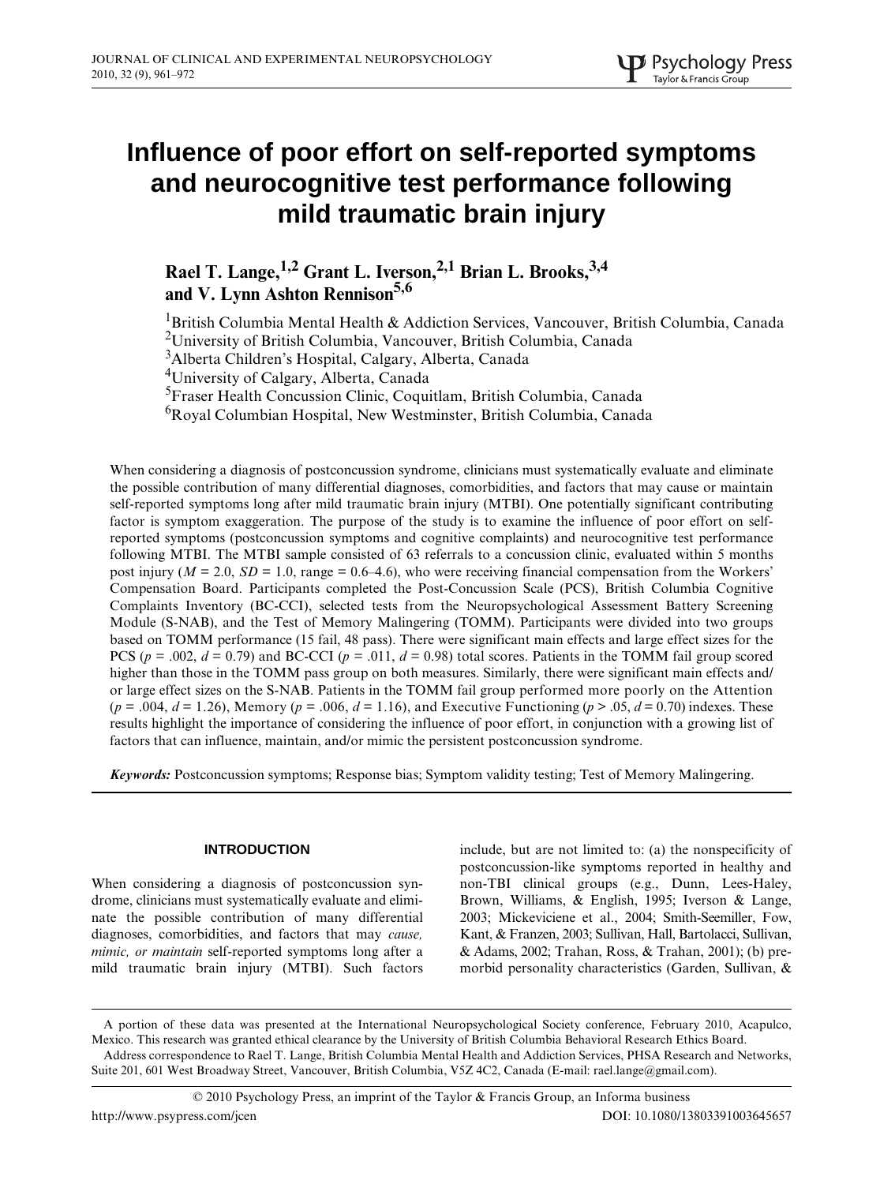# Influence of poor effort on self-reported symptoms and neurocognitive test performance following mild traumatic brain injury

**Rael T. Lange,[1,2] Grant L. Iverson,[2,1] Brian L. Brooks,[3,4] and V. Lynn Ashton Rennison[5,6]**

[1]British Columbia Mental Health & Addiction Services, Vancouver, British Columbia, Canada
[2]University of British Columbia, Vancouver, British Columbia, Canada
[3]Alberta Children's Hospital, Calgary, Alberta, Canada
[4]University of Calgary, Alberta, Canada
[5]Fraser Health Concussion Clinic, Coquitlam, British Columbia, Canada
[6]Royal Columbian Hospital, New Westminster, British Columbia, Canada

When considering a diagnosis of postconcussion syndrome, clinicians must systematically evaluate and eliminate the possible contribution of many differential diagnoses, comorbidities, and factors that may cause or maintain self-reported symptoms long after mild traumatic brain injury (MTBI). One potentially significant contributing factor is symptom exaggeration. The purpose of the study is to examine the influence of poor effort on self-reported symptoms (postconcussion symptoms and cognitive complaints) and neurocognitive test performance following MTBI. The MTBI sample consisted of 63 referrals to a concussion clinic, evaluated within 5 months post injury ($M = 2.0$, $SD = 1.0$, range = 0.6–4.6), who were receiving financial compensation from the Workers' Compensation Board. Participants completed the Post-Concussion Scale (PCS), British Columbia Cognitive Complaints Inventory (BC-CCI), selected tests from the Neuropsychological Assessment Battery Screening Module (S-NAB), and the Test of Memory Malingering (TOMM). Participants were divided into two groups based on TOMM performance (15 fail, 48 pass). There were significant main effects and large effect sizes for the PCS ($p = .002$, $d = 0.79$) and BC-CCI ($p = .011$, $d = 0.98$) total scores. Patients in the TOMM fail group scored higher than those in the TOMM pass group on both measures. Similarly, there were significant main effects and/or large effect sizes on the S-NAB. Patients in the TOMM fail group performed more poorly on the Attention ($p = .004$, $d = 1.26$), Memory ($p = .006$, $d = 1.16$), and Executive Functioning ($p > .05$, $d = 0.70$) indexes. These results highlight the importance of considering the influence of poor effort, in conjunction with a growing list of factors that can influence, maintain, and/or mimic the persistent postconcussion syndrome.

***Keywords:*** Postconcussion symptoms; Response bias; Symptom validity testing; Test of Memory Malingering.

## INTRODUCTION

When considering a diagnosis of postconcussion syndrome, clinicians must systematically evaluate and eliminate the possible contribution of many differential diagnoses, comorbidities, and factors that may *cause, mimic, or maintain* self-reported symptoms long after a mild traumatic brain injury (MTBI). Such factors include, but are not limited to: (a) the nonspecificity of postconcussion-like symptoms reported in healthy and non-TBI clinical groups (e.g., Dunn, Lees-Haley, Brown, Williams, & English, 1995; Iverson & Lange, 2003; Mickeviciene et al., 2004; Smith-Seemiller, Fow, Kant, & Franzen, 2003; Sullivan, Hall, Bartolacci, Sullivan, & Adams, 2002; Trahan, Ross, & Trahan, 2001); (b) premorbid personality characteristics (Garden, Sullivan, &

A portion of these data was presented at the International Neuropsychological Society conference, February 2010, Acapulco, Mexico. This research was granted ethical clearance by the University of British Columbia Behavioral Research Ethics Board.

Address correspondence to Rael T. Lange, British Columbia Mental Health and Addiction Services, PHSA Research and Networks, Suite 201, 601 West Broadway Street, Vancouver, British Columbia, V5Z 4C2, Canada (E-mail: rael.lange@gmail.com).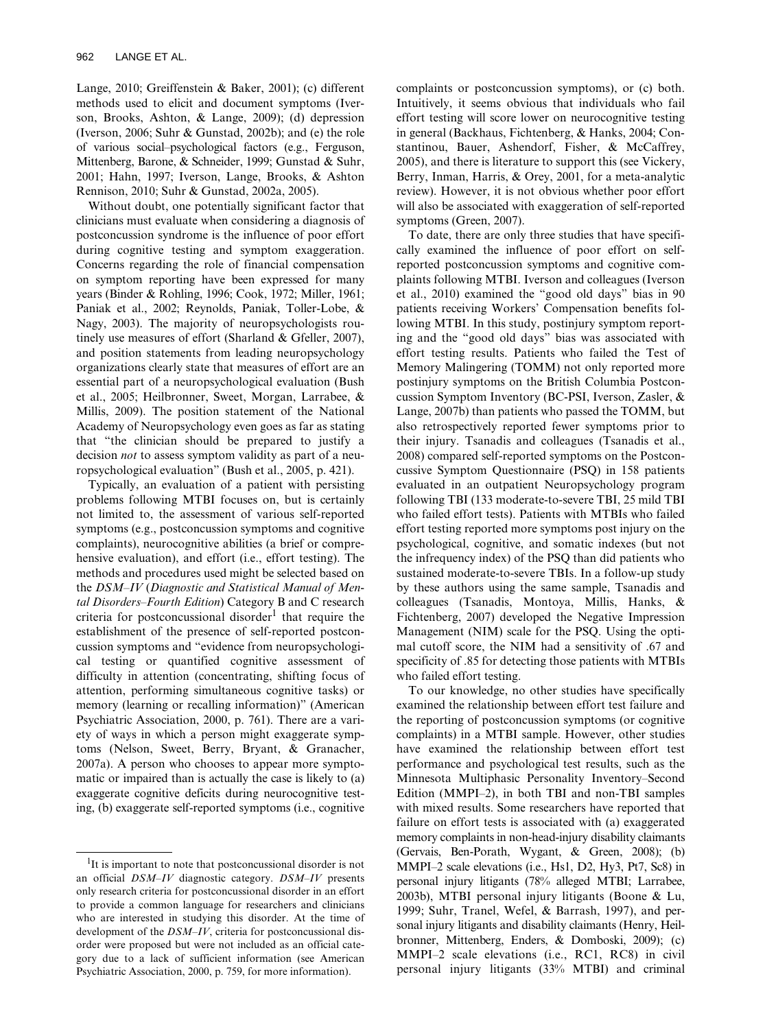Lange, 2010; Greiffenstein & Baker, 2001); (c) different methods used to elicit and document symptoms (Iverson, Brooks, Ashton, & Lange, 2009); (d) depression (Iverson, 2006; Suhr & Gunstad, 2002b); and (e) the role of various social–psychological factors (e.g., Ferguson, Mittenberg, Barone, & Schneider, 1999; Gunstad & Suhr, 2001; Hahn, 1997; Iverson, Lange, Brooks, & Ashton Rennison, 2010; Suhr & Gunstad, 2002a, 2005).

Without doubt, one potentially significant factor that clinicians must evaluate when considering a diagnosis of postconcussion syndrome is the influence of poor effort during cognitive testing and symptom exaggeration. Concerns regarding the role of financial compensation on symptom reporting have been expressed for many years (Binder & Rohling, 1996; Cook, 1972; Miller, 1961; Paniak et al., 2002; Reynolds, Paniak, Toller-Lobe, & Nagy, 2003). The majority of neuropsychologists routinely use measures of effort (Sharland & Gfeller, 2007), and position statements from leading neuropsychology organizations clearly state that measures of effort are an essential part of a neuropsychological evaluation (Bush et al., 2005; Heilbronner, Sweet, Morgan, Larrabee, & Millis, 2009). The position statement of the National Academy of Neuropsychology even goes as far as stating that "the clinician should be prepared to justify a decision *not* to assess symptom validity as part of a neuropsychological evaluation" (Bush et al., 2005, p. 421).

Typically, an evaluation of a patient with persisting problems following MTBI focuses on, but is certainly not limited to, the assessment of various self-reported symptoms (e.g., postconcussion symptoms and cognitive complaints), neurocognitive abilities (a brief or comprehensive evaluation), and effort (i.e., effort testing). The methods and procedures used might be selected based on the *DSM–IV* (*Diagnostic and Statistical Manual of Mental Disorders–Fourth Edition*) Category B and C research criteria for postconcussional disorder[1] that require the establishment of the presence of self-reported postconcussion symptoms and "evidence from neuropsychological testing or quantified cognitive assessment of difficulty in attention (concentrating, shifting focus of attention, performing simultaneous cognitive tasks) or memory (learning or recalling information)" (American Psychiatric Association, 2000, p. 761). There are a variety of ways in which a person might exaggerate symptoms (Nelson, Sweet, Berry, Bryant, & Granacher, 2007a). A person who chooses to appear more symptomatic or impaired than is actually the case is likely to (a) exaggerate cognitive deficits during neurocognitive testing, (b) exaggerate self-reported symptoms (i.e., cognitive complaints or postconcussion symptoms), or (c) both. Intuitively, it seems obvious that individuals who fail effort testing will score lower on neurocognitive testing in general (Backhaus, Fichtenberg, & Hanks, 2004; Constantinou, Bauer, Ashendorf, Fisher, & McCaffrey, 2005), and there is literature to support this (see Vickery, Berry, Inman, Harris, & Orey, 2001, for a meta-analytic review). However, it is not obvious whether poor effort will also be associated with exaggeration of self-reported symptoms (Green, 2007).

To date, there are only three studies that have specifically examined the influence of poor effort on self-reported postconcussion symptoms and cognitive complaints following MTBI. Iverson and colleagues (Iverson et al., 2010) examined the "good old days" bias in 90 patients receiving Workers' Compensation benefits following MTBI. In this study, postinjury symptom reporting and the "good old days" bias was associated with effort testing results. Patients who failed the Test of Memory Malingering (TOMM) not only reported more postinjury symptoms on the British Columbia Postconcussion Symptom Inventory (BC-PSI, Iverson, Zasler, & Lange, 2007b) than patients who passed the TOMM, but also retrospectively reported fewer symptoms prior to their injury. Tsanadis and colleagues (Tsanadis et al., 2008) compared self-reported symptoms on the Postconcussive Symptom Questionnaire (PSQ) in 158 patients evaluated in an outpatient Neuropsychology program following TBI (133 moderate-to-severe TBI, 25 mild TBI who failed effort tests). Patients with MTBIs who failed effort testing reported more symptoms post injury on the psychological, cognitive, and somatic indexes (but not the infrequency index) of the PSQ than did patients who sustained moderate-to-severe TBIs. In a follow-up study by these authors using the same sample, Tsanadis and colleagues (Tsanadis, Montoya, Millis, Hanks, & Fichtenberg, 2007) developed the Negative Impression Management (NIM) scale for the PSQ. Using the optimal cutoff score, the NIM had a sensitivity of .67 and specificity of .85 for detecting those patients with MTBIs who failed effort testing.

To our knowledge, no other studies have specifically examined the relationship between effort test failure and the reporting of postconcussion symptoms (or cognitive complaints) in a MTBI sample. However, other studies have examined the relationship between effort test performance and psychological test results, such as the Minnesota Multiphasic Personality Inventory–Second Edition (MMPI–2), in both TBI and non-TBI samples with mixed results. Some researchers have reported that failure on effort tests is associated with (a) exaggerated memory complaints in non-head-injury disability claimants (Gervais, Ben-Porath, Wygant, & Green, 2008); (b) MMPI–2 scale elevations (i.e., Hs1, D2, Hy3, Pt7, Sc8) in personal injury litigants (78% alleged MTBI; Larrabee, 2003b), MTBI personal injury litigants (Boone & Lu, 1999; Suhr, Tranel, Wefel, & Barrash, 1997), and personal injury litigants and disability claimants (Henry, Heilbronner, Mittenberg, Enders, & Domboski, 2009); (c) MMPI–2 scale elevations (i.e., RC1, RC8) in civil personal injury litigants (33% MTBI) and criminal

[1]It is important to note that postconcussional disorder is not an official *DSM–IV* diagnostic category. *DSM–IV* presents only research criteria for postconcussional disorder in an effort to provide a common language for researchers and clinicians who are interested in studying this disorder. At the time of development of the *DSM–IV*, criteria for postconcussional disorder were proposed but were not included as an official category due to a lack of sufficient information (see American Psychiatric Association, 2000, p. 759, for more information).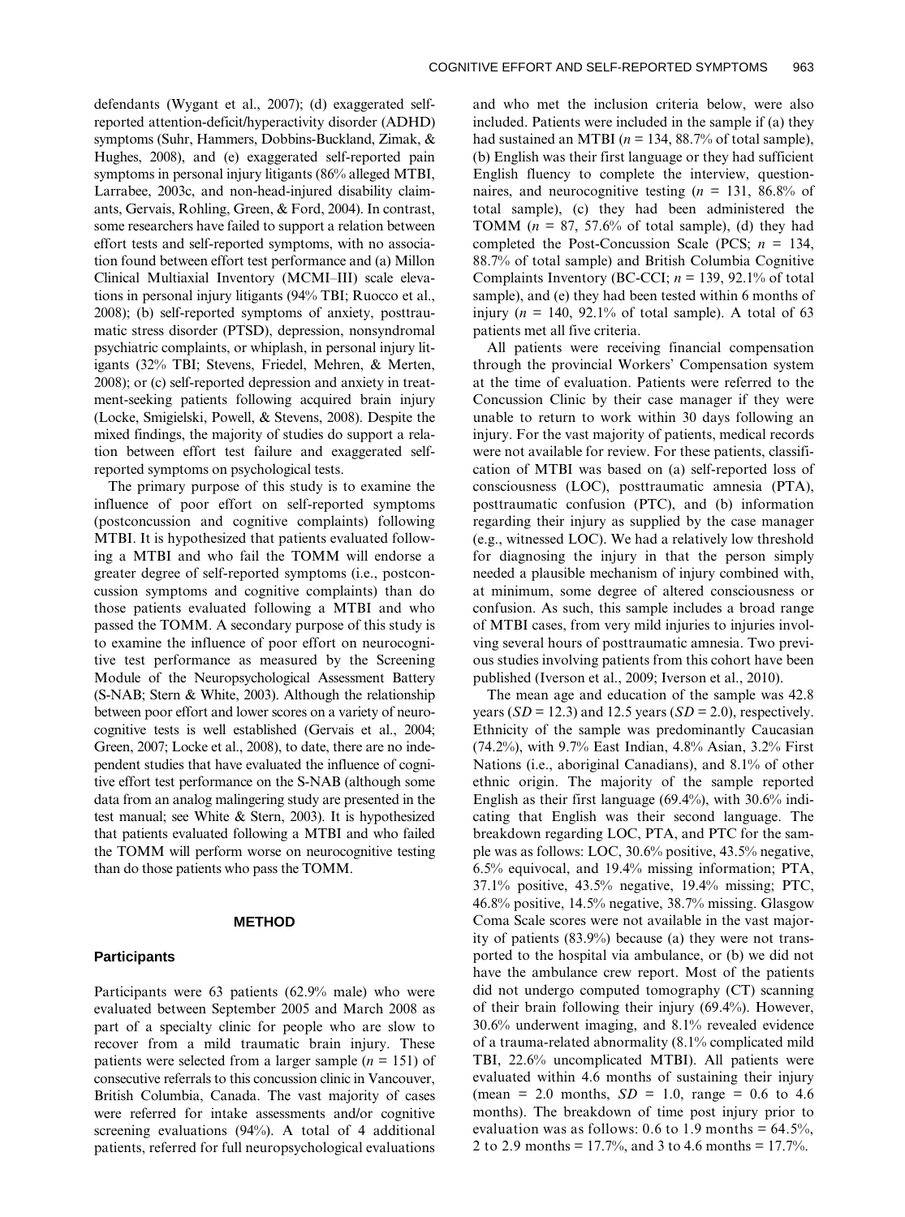defendants (Wygant et al., 2007); (d) exaggerated self-reported attention-deficit/hyperactivity disorder (ADHD) symptoms (Suhr, Hammers, Dobbins-Buckland, Zimak, & Hughes, 2008), and (e) exaggerated self-reported pain symptoms in personal injury litigants (86% alleged MTBI, Larrabee, 2003c, and non-head-injured disability claimants, Gervais, Rohling, Green, & Ford, 2004). In contrast, some researchers have failed to support a relation between effort tests and self-reported symptoms, with no association found between effort test performance and (a) Millon Clinical Multiaxial Inventory (MCMI–III) scale elevations in personal injury litigants (94% TBI; Ruocco et al., 2008); (b) self-reported symptoms of anxiety, posttraumatic stress disorder (PTSD), depression, nonsyndromal psychiatric complaints, or whiplash, in personal injury litigants (32% TBI; Stevens, Friedel, Mehren, & Merten, 2008); or (c) self-reported depression and anxiety in treatment-seeking patients following acquired brain injury (Locke, Smigielski, Powell, & Stevens, 2008). Despite the mixed findings, the majority of studies do support a relation between effort test failure and exaggerated self-reported symptoms on psychological tests.

The primary purpose of this study is to examine the influence of poor effort on self-reported symptoms (postconcussion and cognitive complaints) following MTBI. It is hypothesized that patients evaluated following a MTBI and who fail the TOMM will endorse a greater degree of self-reported symptoms (i.e., postconcussion symptoms and cognitive complaints) than do those patients evaluated following a MTBI and who passed the TOMM. A secondary purpose of this study is to examine the influence of poor effort on neurocognitive test performance as measured by the Screening Module of the Neuropsychological Assessment Battery (S-NAB; Stern & White, 2003). Although the relationship between poor effort and lower scores on a variety of neurocognitive tests is well established (Gervais et al., 2004; Green, 2007; Locke et al., 2008), to date, there are no independent studies that have evaluated the influence of cognitive effort test performance on the S-NAB (although some data from an analog malingering study are presented in the test manual; see White & Stern, 2003). It is hypothesized that patients evaluated following a MTBI and who failed the TOMM will perform worse on neurocognitive testing than do those patients who pass the TOMM.

## METHOD

### Participants

Participants were 63 patients (62.9% male) who were evaluated between September 2005 and March 2008 as part of a specialty clinic for people who are slow to recover from a mild traumatic brain injury. These patients were selected from a larger sample ($n = 151$) of consecutive referrals to this concussion clinic in Vancouver, British Columbia, Canada. The vast majority of cases were referred for intake assessments and/or cognitive screening evaluations (94%). A total of 4 additional patients, referred for full neuropsychological evaluations and who met the inclusion criteria below, were also included. Patients were included in the sample if (a) they had sustained an MTBI ($n = 134$, 88.7% of total sample), (b) English was their first language or they had sufficient English fluency to complete the interview, questionnaires, and neurocognitive testing ($n = 131$, 86.8% of total sample), (c) they had been administered the TOMM ($n = 87$, 57.6% of total sample), (d) they had completed the Post-Concussion Scale (PCS; $n = 134$, 88.7% of total sample) and British Columbia Cognitive Complaints Inventory (BC-CCI; $n = 139$, 92.1% of total sample), and (e) they had been tested within 6 months of injury ($n = 140$, 92.1% of total sample). A total of 63 patients met all five criteria.

All patients were receiving financial compensation through the provincial Workers' Compensation system at the time of evaluation. Patients were referred to the Concussion Clinic by their case manager if they were unable to return to work within 30 days following an injury. For the vast majority of patients, medical records were not available for review. For these patients, classification of MTBI was based on (a) self-reported loss of consciousness (LOC), posttraumatic amnesia (PTA), posttraumatic confusion (PTC), and (b) information regarding their injury as supplied by the case manager (e.g., witnessed LOC). We had a relatively low threshold for diagnosing the injury in that the person simply needed a plausible mechanism of injury combined with, at minimum, some degree of altered consciousness or confusion. As such, this sample includes a broad range of MTBI cases, from very mild injuries to injuries involving several hours of posttraumatic amnesia. Two previous studies involving patients from this cohort have been published (Iverson et al., 2009; Iverson et al., 2010).

The mean age and education of the sample was 42.8 years ($SD = 12.3$) and 12.5 years ($SD = 2.0$), respectively. Ethnicity of the sample was predominantly Caucasian (74.2%), with 9.7% East Indian, 4.8% Asian, 3.2% First Nations (i.e., aboriginal Canadians), and 8.1% of other ethnic origin. The majority of the sample reported English as their first language (69.4%), with 30.6% indicating that English was their second language. The breakdown regarding LOC, PTA, and PTC for the sample was as follows: LOC, 30.6% positive, 43.5% negative, 6.5% equivocal, and 19.4% missing information; PTA, 37.1% positive, 43.5% negative, 19.4% missing; PTC, 46.8% positive, 14.5% negative, 38.7% missing. Glasgow Coma Scale scores were not available in the vast majority of patients (83.9%) because (a) they were not transported to the hospital via ambulance, or (b) we did not have the ambulance crew report. Most of the patients did not undergo computed tomography (CT) scanning of their brain following their injury (69.4%). However, 30.6% underwent imaging, and 8.1% revealed evidence of a trauma-related abnormality (8.1% complicated mild TBI, 22.6% uncomplicated MTBI). All patients were evaluated within 4.6 months of sustaining their injury (mean = 2.0 months, $SD = 1.0$, range = 0.6 to 4.6 months). The breakdown of time post injury prior to evaluation was as follows: 0.6 to 1.9 months = 64.5%, 2 to 2.9 months = 17.7%, and 3 to 4.6 months = 17.7%.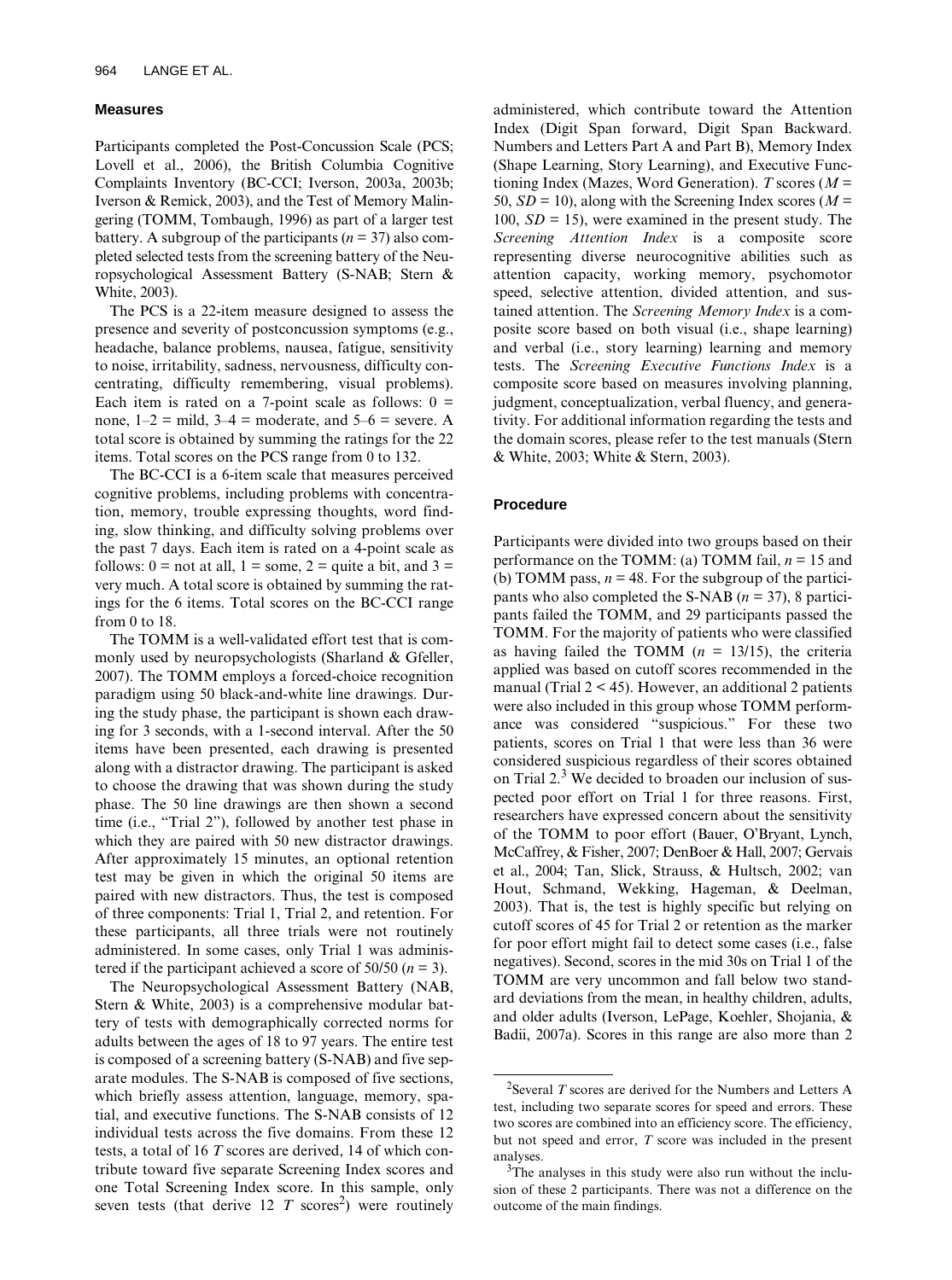## Measures

Participants completed the Post-Concussion Scale (PCS; Lovell et al., 2006), the British Columbia Cognitive Complaints Inventory (BC-CCI; Iverson, 2003a, 2003b; Iverson & Remick, 2003), and the Test of Memory Malingering (TOMM, Tombaugh, 1996) as part of a larger test battery. A subgroup of the participants ($n$ = 37) also completed selected tests from the screening battery of the Neuropsychological Assessment Battery (S-NAB; Stern & White, 2003).

The PCS is a 22-item measure designed to assess the presence and severity of postconcussion symptoms (e.g., headache, balance problems, nausea, fatigue, sensitivity to noise, irritability, sadness, nervousness, difficulty concentrating, difficulty remembering, visual problems). Each item is rated on a 7-point scale as follows: 0 = none, 1–2 = mild, 3–4 = moderate, and 5–6 = severe. A total score is obtained by summing the ratings for the 22 items. Total scores on the PCS range from 0 to 132.

The BC-CCI is a 6-item scale that measures perceived cognitive problems, including problems with concentration, memory, trouble expressing thoughts, word finding, slow thinking, and difficulty solving problems over the past 7 days. Each item is rated on a 4-point scale as follows: 0 = not at all, 1 = some, 2 = quite a bit, and 3 = very much. A total score is obtained by summing the ratings for the 6 items. Total scores on the BC-CCI range from 0 to 18.

The TOMM is a well-validated effort test that is commonly used by neuropsychologists (Sharland & Gfeller, 2007). The TOMM employs a forced-choice recognition paradigm using 50 black-and-white line drawings. During the study phase, the participant is shown each drawing for 3 seconds, with a 1-second interval. After the 50 items have been presented, each drawing is presented along with a distractor drawing. The participant is asked to choose the drawing that was shown during the study phase. The 50 line drawings are then shown a second time (i.e., "Trial 2"), followed by another test phase in which they are paired with 50 new distractor drawings. After approximately 15 minutes, an optional retention test may be given in which the original 50 items are paired with new distractors. Thus, the test is composed of three components: Trial 1, Trial 2, and retention. For these participants, all three trials were not routinely administered. In some cases, only Trial 1 was administered if the participant achieved a score of 50/50 ($n$ = 3).

The Neuropsychological Assessment Battery (NAB, Stern & White, 2003) is a comprehensive modular battery of tests with demographically corrected norms for adults between the ages of 18 to 97 years. The entire test is composed of a screening battery (S-NAB) and five separate modules. The S-NAB is composed of five sections, which briefly assess attention, language, memory, spatial, and executive functions. The S-NAB consists of 12 individual tests across the five domains. From these 12 tests, a total of 16 $T$ scores are derived, 14 of which contribute toward five separate Screening Index scores and one Total Screening Index score. In this sample, only seven tests (that derive 12 $T$ scores[2]) were routinely administered, which contribute toward the Attention Index (Digit Span forward, Digit Span Backward. Numbers and Letters Part A and Part B), Memory Index (Shape Learning, Story Learning), and Executive Functioning Index (Mazes, Word Generation). $T$ scores ($M$ = 50, $SD$ = 10), along with the Screening Index scores ($M$ = 100, $SD$ = 15), were examined in the present study. The *Screening Attention Index* is a composite score representing diverse neurocognitive abilities such as attention capacity, working memory, psychomotor speed, selective attention, divided attention, and sustained attention. The *Screening Memory Index* is a composite score based on both visual (i.e., shape learning) and verbal (i.e., story learning) learning and memory tests. The *Screening Executive Functions Index* is a composite score based on measures involving planning, judgment, conceptualization, verbal fluency, and generativity. For additional information regarding the tests and the domain scores, please refer to the test manuals (Stern & White, 2003; White & Stern, 2003).

## Procedure

Participants were divided into two groups based on their performance on the TOMM: (a) TOMM fail, $n$ = 15 and (b) TOMM pass, $n$ = 48. For the subgroup of the participants who also completed the S-NAB ($n$ = 37), 8 participants failed the TOMM, and 29 participants passed the TOMM. For the majority of patients who were classified as having failed the TOMM ($n$ = 13/15), the criteria applied was based on cutoff scores recommended in the manual (Trial 2 < 45). However, an additional 2 patients were also included in this group whose TOMM performance was considered "suspicious." For these two patients, scores on Trial 1 that were less than 36 were considered suspicious regardless of their scores obtained on Trial 2.[3] We decided to broaden our inclusion of suspected poor effort on Trial 1 for three reasons. First, researchers have expressed concern about the sensitivity of the TOMM to poor effort (Bauer, O'Bryant, Lynch, McCaffrey, & Fisher, 2007; DenBoer & Hall, 2007; Gervais et al., 2004; Tan, Slick, Strauss, & Hultsch, 2002; van Hout, Schmand, Wekking, Hageman, & Deelman, 2003). That is, the test is highly specific but relying on cutoff scores of 45 for Trial 2 or retention as the marker for poor effort might fail to detect some cases (i.e., false negatives). Second, scores in the mid 30s on Trial 1 of the TOMM are very uncommon and fall below two standard deviations from the mean, in healthy children, adults, and older adults (Iverson, LePage, Koehler, Shojania, & Badii, 2007a). Scores in this range are also more than 2

---

[2] Several $T$ scores are derived for the Numbers and Letters A test, including two separate scores for speed and errors. These two scores are combined into an efficiency score. The efficiency, but not speed and error, $T$ score was included in the present analyses.

[3] The analyses in this study were also run without the inclusion of these 2 participants. There was not a difference on the outcome of the main findings.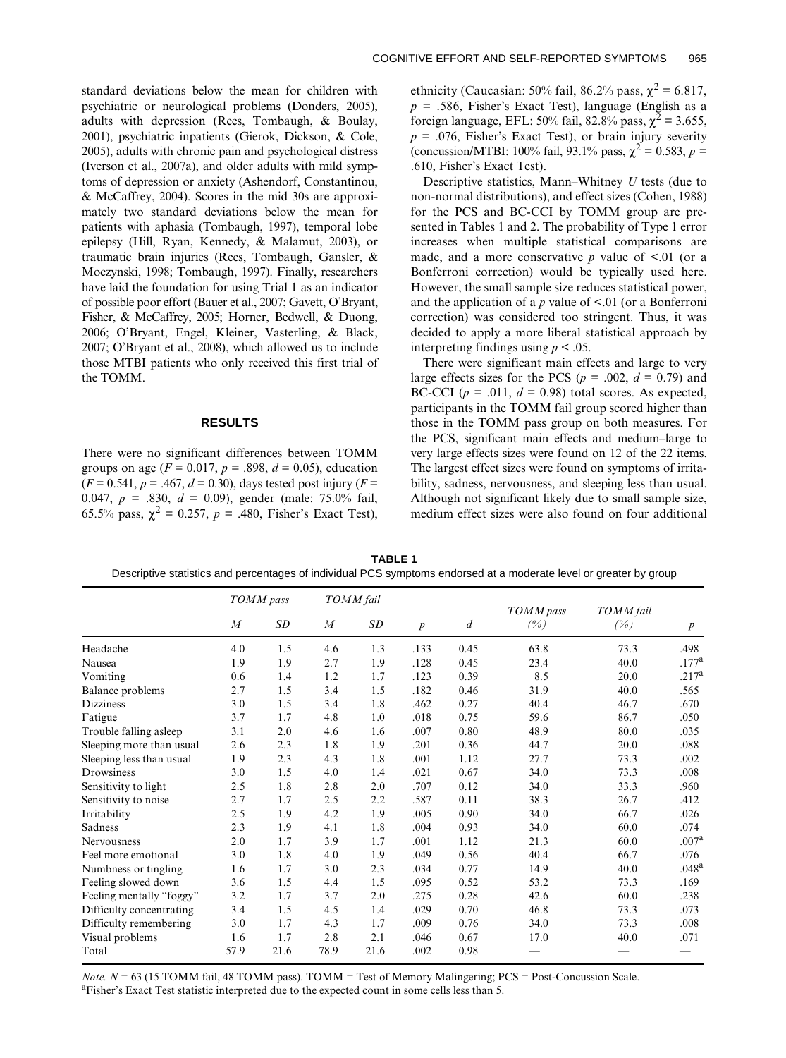standard deviations below the mean for children with psychiatric or neurological problems (Donders, 2005), adults with depression (Rees, Tombaugh, & Boulay, 2001), psychiatric inpatients (Gierok, Dickson, & Cole, 2005), adults with chronic pain and psychological distress (Iverson et al., 2007a), and older adults with mild symptoms of depression or anxiety (Ashendorf, Constantinou, & McCaffrey, 2004). Scores in the mid 30s are approximately two standard deviations below the mean for patients with aphasia (Tombaugh, 1997), temporal lobe epilepsy (Hill, Ryan, Kennedy, & Malamut, 2003), or traumatic brain injuries (Rees, Tombaugh, Gansler, & Moczynski, 1998; Tombaugh, 1997). Finally, researchers have laid the foundation for using Trial 1 as an indicator of possible poor effort (Bauer et al., 2007; Gavett, O'Bryant, Fisher, & McCaffrey, 2005; Horner, Bedwell, & Duong, 2006; O'Bryant, Engel, Kleiner, Vasterling, & Black, 2007; O'Bryant et al., 2008), which allowed us to include those MTBI patients who only received this first trial of the TOMM.

## RESULTS

There were no significant differences between TOMM groups on age ($F = 0.017$, $p = .898$, $d = 0.05$), education ($F = 0.541$, $p = .467$, $d = 0.30$), days tested post injury ($F = 0.047$, $p = .830$, $d = 0.09$), gender (male: 75.0% fail, 65.5% pass, $\chi^2 = 0.257$, $p = .480$, Fisher's Exact Test), ethnicity (Caucasian: 50% fail, 86.2% pass, $\chi^2 = 6.817$, $p = .586$, Fisher's Exact Test), language (English as a foreign language, EFL: 50% fail, 82.8% pass, $\chi^2 = 3.655$, $p = .076$, Fisher's Exact Test), or brain injury severity (concussion/MTBI: 100% fail, 93.1% pass, $\chi^2 = 0.583$, $p = .610$, Fisher's Exact Test).

Descriptive statistics, Mann–Whitney *U* tests (due to non-normal distributions), and effect sizes (Cohen, 1988) for the PCS and BC-CCI by TOMM group are presented in Tables 1 and 2. The probability of Type 1 error increases when multiple statistical comparisons are made, and a more conservative *p* value of <.01 (or a Bonferroni correction) would be typically used here. However, the small sample size reduces statistical power, and the application of a *p* value of <.01 (or a Bonferroni correction) was considered too stringent. Thus, it was decided to apply a more liberal statistical approach by interpreting findings using $p < .05$.

There were significant main effects and large to very large effects sizes for the PCS ($p = .002$, $d = 0.79$) and BC-CCI ($p = .011$, $d = 0.98$) total scores. As expected, participants in the TOMM fail group scored higher than those in the TOMM pass group on both measures. For the PCS, significant main effects and medium–large to very large effects sizes were found on 12 of the 22 items. The largest effect sizes were found on symptoms of irritability, sadness, nervousness, and sleeping less than usual. Although not significant likely due to small sample size, medium effect sizes were also found on four additional

**TABLE 1**
Descriptive statistics and percentages of individual PCS symptoms endorsed at a moderate level or greater by group

| | *TOMM pass* | | *TOMM fail* | | | | | | |
|---|---|---|---|---|---|---|---|---|---|
| | *M* | *SD* | *M* | *SD* | *p* | *d* | *TOMM pass (%)* | *TOMM fail (%)* | *p* |
| Headache | 4.0 | 1.5 | 4.6 | 1.3 | .133 | 0.45 | 63.8 | 73.3 | .498 |
| Nausea | 1.9 | 1.9 | 2.7 | 1.9 | .128 | 0.45 | 23.4 | 40.0 | .177[a] |
| Vomiting | 0.6 | 1.4 | 1.2 | 1.7 | .123 | 0.39 | 8.5 | 20.0 | .217[a] |
| Balance problems | 2.7 | 1.5 | 3.4 | 1.5 | .182 | 0.46 | 31.9 | 40.0 | .565 |
| Dizziness | 3.0 | 1.5 | 3.4 | 1.8 | .462 | 0.27 | 40.4 | 46.7 | .670 |
| Fatigue | 3.7 | 1.7 | 4.8 | 1.0 | .018 | 0.75 | 59.6 | 86.7 | .050 |
| Trouble falling asleep | 3.1 | 2.0 | 4.6 | 1.6 | .007 | 0.80 | 48.9 | 80.0 | .035 |
| Sleeping more than usual | 2.6 | 2.3 | 1.8 | 1.9 | .201 | 0.36 | 44.7 | 20.0 | .088 |
| Sleeping less than usual | 1.9 | 2.3 | 4.3 | 1.8 | .001 | 1.12 | 27.7 | 73.3 | .002 |
| Drowsiness | 3.0 | 1.5 | 4.0 | 1.4 | .021 | 0.67 | 34.0 | 73.3 | .008 |
| Sensitivity to light | 2.5 | 1.8 | 2.8 | 2.0 | .707 | 0.12 | 34.0 | 33.3 | .960 |
| Sensitivity to noise | 2.7 | 1.7 | 2.5 | 2.2 | .587 | 0.11 | 38.3 | 26.7 | .412 |
| Irritability | 2.5 | 1.9 | 4.2 | 1.9 | .005 | 0.90 | 34.0 | 66.7 | .026 |
| Sadness | 2.3 | 1.9 | 4.1 | 1.8 | .004 | 0.93 | 34.0 | 60.0 | .074 |
| Nervousness | 2.0 | 1.7 | 3.9 | 1.7 | .001 | 1.12 | 21.3 | 60.0 | .007[a] |
| Feel more emotional | 3.0 | 1.8 | 4.0 | 1.9 | .049 | 0.56 | 40.4 | 66.7 | .076 |
| Numbness or tingling | 1.6 | 1.7 | 3.0 | 2.3 | .034 | 0.77 | 14.9 | 40.0 | .048[a] |
| Feeling slowed down | 3.6 | 1.5 | 4.4 | 1.5 | .095 | 0.52 | 53.2 | 73.3 | .169 |
| Feeling mentally "foggy" | 3.2 | 1.7 | 3.7 | 2.0 | .275 | 0.28 | 42.6 | 60.0 | .238 |
| Difficulty concentrating | 3.4 | 1.5 | 4.5 | 1.4 | .029 | 0.70 | 46.8 | 73.3 | .073 |
| Difficulty remembering | 3.0 | 1.7 | 4.3 | 1.7 | .009 | 0.76 | 34.0 | 73.3 | .008 |
| Visual problems | 1.6 | 1.7 | 2.8 | 2.1 | .046 | 0.67 | 17.0 | 40.0 | .071 |
| Total | 57.9 | 21.6 | 78.9 | 21.6 | .002 | 0.98 | — | — | — |

*Note.* $N = 63$ (15 TOMM fail, 48 TOMM pass). TOMM = Test of Memory Malingering; PCS = Post-Concussion Scale.
[a]Fisher's Exact Test statistic interpreted due to the expected count in some cells less than 5.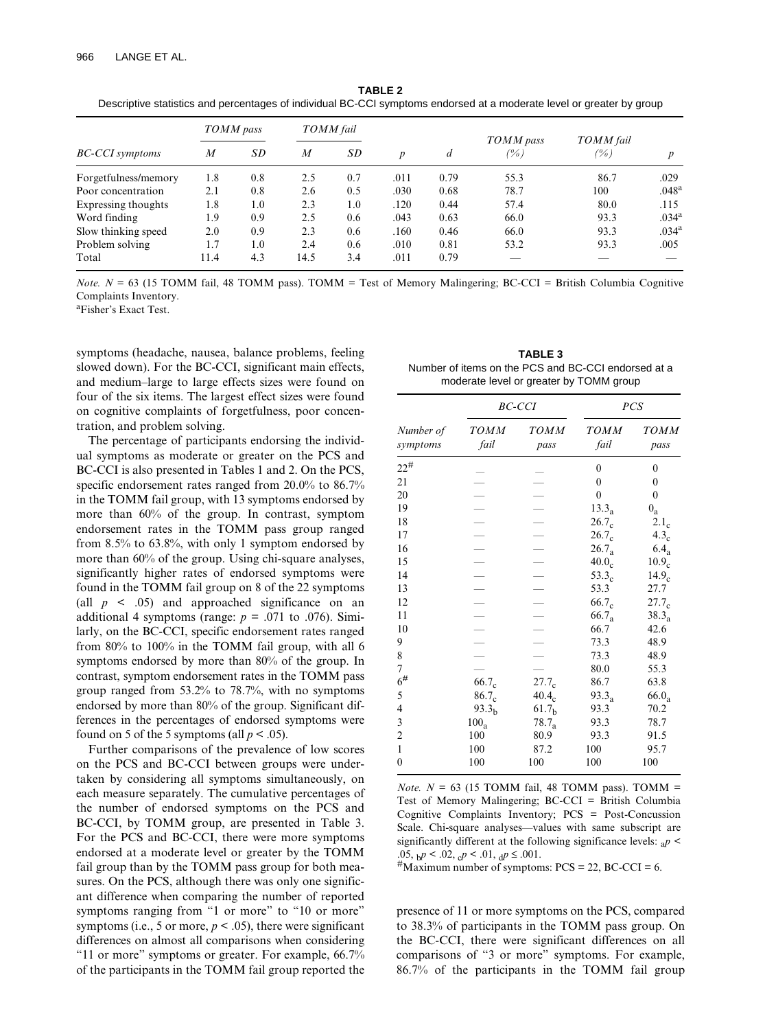**TABLE 2**
Descriptive statistics and percentages of individual BC-CCI symptoms endorsed at a moderate level or greater by group

| *BC-CCI symptoms* | *TOMM pass* | | *TOMM fail* | | | | *TOMM pass* | *TOMM fail* | |
|---|---|---|---|---|---|---|---|---|---|
| | *M* | *SD* | *M* | *SD* | *p* | *d* | *(%)* | *(%)* | *p* |
| Forgetfulness/memory | 1.8 | 0.8 | 2.5 | 0.7 | .011 | 0.79 | 55.3 | 86.7 | .029 |
| Poor concentration | 2.1 | 0.8 | 2.6 | 0.5 | .030 | 0.68 | 78.7 | 100 | .048[a] |
| Expressing thoughts | 1.8 | 1.0 | 2.3 | 1.0 | .120 | 0.44 | 57.4 | 80.0 | .115 |
| Word finding | 1.9 | 0.9 | 2.5 | 0.6 | .043 | 0.63 | 66.0 | 93.3 | .034[a] |
| Slow thinking speed | 2.0 | 0.9 | 2.3 | 0.6 | .160 | 0.46 | 66.0 | 93.3 | .034[a] |
| Problem solving | 1.7 | 1.0 | 2.4 | 0.6 | .010 | 0.81 | 53.2 | 93.3 | .005 |
| Total | 11.4 | 4.3 | 14.5 | 3.4 | .011 | 0.79 | — | — | — |

*Note.* $N$ = 63 (15 TOMM fail, 48 TOMM pass). TOMM = Test of Memory Malingering; BC-CCI = British Columbia Cognitive Complaints Inventory.
[a]Fisher's Exact Test.

symptoms (headache, nausea, balance problems, feeling slowed down). For the BC-CCI, significant main effects, and medium–large to large effects sizes were found on four of the six items. The largest effect sizes were found on cognitive complaints of forgetfulness, poor concentration, and problem solving.

The percentage of participants endorsing the individual symptoms as moderate or greater on the PCS and BC-CCI is also presented in Tables 1 and 2. On the PCS, specific endorsement rates ranged from 20.0% to 86.7% in the TOMM fail group, with 13 symptoms endorsed by more than 60% of the group. In contrast, symptom endorsement rates in the TOMM pass group ranged from 8.5% to 63.8%, with only 1 symptom endorsed by more than 60% of the group. Using chi-square analyses, significantly higher rates of endorsed symptoms were found in the TOMM fail group on 8 of the 22 symptoms (all $p < .05$) and approached significance on an additional 4 symptoms (range: $p$ = .071 to .076). Similarly, on the BC-CCI, specific endorsement rates ranged from 80% to 100% in the TOMM fail group, with all 6 symptoms endorsed by more than 80% of the group. In contrast, symptom endorsement rates in the TOMM pass group ranged from 53.2% to 78.7%, with no symptoms endorsed by more than 80% of the group. Significant differences in the percentages of endorsed symptoms were found on 5 of the 5 symptoms (all $p < .05$).

Further comparisons of the prevalence of low scores on the PCS and BC-CCI between groups were undertaken by considering all symptoms simultaneously, on each measure separately. The cumulative percentages of the number of endorsed symptoms on the PCS and BC-CCI, by TOMM group, are presented in Table 3. For the PCS and BC-CCI, there were more symptoms endorsed at a moderate level or greater by the TOMM fail group than by the TOMM pass group for both measures. On the PCS, although there was only one significant difference when comparing the number of reported symptoms ranging from "1 or more" to "10 or more" symptoms (i.e., 5 or more, $p < .05$), there were significant differences on almost all comparisons when considering "11 or more" symptoms or greater. For example, 66.7% of the participants in the TOMM fail group reported the presence of 11 or more symptoms on the PCS, compared to 38.3% of participants in the TOMM pass group. On the BC-CCI, there were significant differences on all comparisons of "3 or more" symptoms. For example, 86.7% of the participants in the TOMM fail group

**TABLE 3**
Number of items on the PCS and BC-CCI endorsed at a moderate level or greater by TOMM group

| *Number of symptoms* | *BC-CCI* | | *PCS* | |
|---|---|---|---|---|
| | *TOMM fail* | *TOMM pass* | *TOMM fail* | *TOMM pass* |
| 22[#] | — | — | 0 | 0 |
| 21 | — | — | 0 | 0 |
| 20 | — | — | 0 | 0 |
| 19 | — | — | $13.3_a$ | $0_a$ |
| 18 | — | — | $26.7_c$ | $2.1_c$ |
| 17 | — | — | $26.7_c$ | $4.3_c$ |
| 16 | — | — | $26.7_a$ | $6.4_a$ |
| 15 | — | — | $40.0_c$ | $10.9_c$ |
| 14 | — | — | $53.3_c$ | $14.9_c$ |
| 13 | — | — | 53.3 | 27.7 |
| 12 | — | — | $66.7_c$ | $27.7_c$ |
| 11 | — | — | $66.7_a$ | $38.3_a$ |
| 10 | — | — | 66.7 | 42.6 |
| 9 | — | — | 73.3 | 48.9 |
| 8 | — | — | 73.3 | 48.9 |
| 7 | — | — | 80.0 | 55.3 |
| 6[#] | $66.7_c$ | $27.7_c$ | 86.7 | 63.8 |
| 5 | $86.7_c$ | $40.4_c$ | $93.3_a$ | $66.0_a$ |
| 4 | $93.3_b$ | $61.7_b$ | 93.3 | 70.2 |
| 3 | $100_a$ | $78.7_a$ | 93.3 | 78.7 |
| 2 | 100 | 80.9 | 93.3 | 91.5 |
| 1 | 100 | 87.2 | 100 | 95.7 |
| 0 | 100 | 100 | 100 | 100 |

*Note.* $N$ = 63 (15 TOMM fail, 48 TOMM pass). TOMM = Test of Memory Malingering; BC-CCI = British Columbia Cognitive Complaints Inventory; PCS = Post-Concussion Scale. Chi-square analyses—values with same subscript are significantly different at the following significance levels: $_a p < .05$, $_b p < .02$, $_c p < .01$, $_d p \leq .001$.
[#]Maximum number of symptoms: PCS = 22, BC-CCI = 6.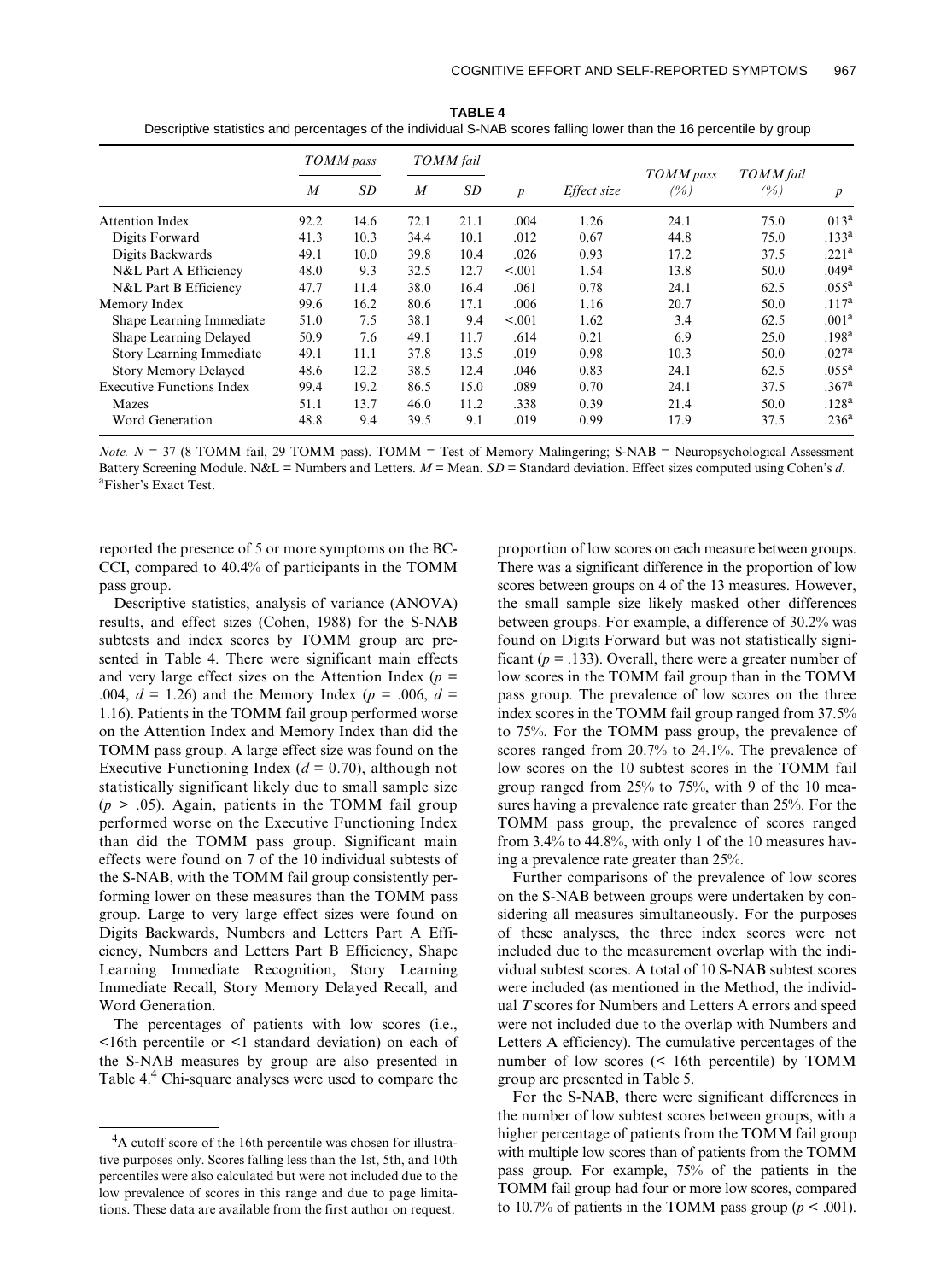**TABLE 4**
Descriptive statistics and percentages of the individual S-NAB scores falling lower than the 16 percentile by group

| | *TOMM pass* | | *TOMM fail* | | | | | | |
|---|---|---|---|---|---|---|---|---|---|
| | *M* | *SD* | *M* | *SD* | *p* | *Effect size* | *TOMM pass (%)* | *TOMM fail (%)* | *p* |
| Attention Index | 92.2 | 14.6 | 72.1 | 21.1 | .004 | 1.26 | 24.1 | 75.0 | .013[a] |
| Digits Forward | 41.3 | 10.3 | 34.4 | 10.1 | .012 | 0.67 | 44.8 | 75.0 | .133[a] |
| Digits Backwards | 49.1 | 10.0 | 39.8 | 10.4 | .026 | 0.93 | 17.2 | 37.5 | .221[a] |
| N&L Part A Efficiency | 48.0 | 9.3 | 32.5 | 12.7 | <.001 | 1.54 | 13.8 | 50.0 | .049[a] |
| N&L Part B Efficiency | 47.7 | 11.4 | 38.0 | 16.4 | .061 | 0.78 | 24.1 | 62.5 | .055[a] |
| Memory Index | 99.6 | 16.2 | 80.6 | 17.1 | .006 | 1.16 | 20.7 | 50.0 | .117[a] |
| Shape Learning Immediate | 51.0 | 7.5 | 38.1 | 9.4 | <.001 | 1.62 | 3.4 | 62.5 | .001[a] |
| Shape Learning Delayed | 50.9 | 7.6 | 49.1 | 11.7 | .614 | 0.21 | 6.9 | 25.0 | .198[a] |
| Story Learning Immediate | 49.1 | 11.1 | 37.8 | 13.5 | .019 | 0.98 | 10.3 | 50.0 | .027[a] |
| Story Memory Delayed | 48.6 | 12.2 | 38.5 | 12.4 | .046 | 0.83 | 24.1 | 62.5 | .055[a] |
| Executive Functions Index | 99.4 | 19.2 | 86.5 | 15.0 | .089 | 0.70 | 24.1 | 37.5 | .367[a] |
| Mazes | 51.1 | 13.7 | 46.0 | 11.2 | .338 | 0.39 | 21.4 | 50.0 | .128[a] |
| Word Generation | 48.8 | 9.4 | 39.5 | 9.1 | .019 | 0.99 | 17.9 | 37.5 | .236[a] |

*Note.* $N = 37$ (8 TOMM fail, 29 TOMM pass). TOMM = Test of Memory Malingering; S-NAB = Neuropsychological Assessment Battery Screening Module. N&L = Numbers and Letters. $M$ = Mean. $SD$ = Standard deviation. Effect sizes computed using Cohen's $d$.
[a]Fisher's Exact Test.

reported the presence of 5 or more symptoms on the BC-CCI, compared to 40.4% of participants in the TOMM pass group.

Descriptive statistics, analysis of variance (ANOVA) results, and effect sizes (Cohen, 1988) for the S-NAB subtests and index scores by TOMM group are presented in Table 4. There were significant main effects and very large effect sizes on the Attention Index ($p =$ .004, $d = 1.26$) and the Memory Index ($p = .006$, $d =$ 1.16). Patients in the TOMM fail group performed worse on the Attention Index and Memory Index than did the TOMM pass group. A large effect size was found on the Executive Functioning Index ($d = 0.70$), although not statistically significant likely due to small sample size ($p > .05$). Again, patients in the TOMM fail group performed worse on the Executive Functioning Index than did the TOMM pass group. Significant main effects were found on 7 of the 10 individual subtests of the S-NAB, with the TOMM fail group consistently performing lower on these measures than the TOMM pass group. Large to very large effect sizes were found on Digits Backwards, Numbers and Letters Part A Efficiency, Numbers and Letters Part B Efficiency, Shape Learning Immediate Recognition, Story Learning Immediate Recall, Story Memory Delayed Recall, and Word Generation.

The percentages of patients with low scores (i.e., <16th percentile or <1 standard deviation) on each of the S-NAB measures by group are also presented in Table 4.[4] Chi-square analyses were used to compare the proportion of low scores on each measure between groups. There was a significant difference in the proportion of low scores between groups on 4 of the 13 measures. However, the small sample size likely masked other differences between groups. For example, a difference of 30.2% was found on Digits Forward but was not statistically significant ($p = .133$). Overall, there were a greater number of low scores in the TOMM fail group than in the TOMM pass group. The prevalence of low scores on the three index scores in the TOMM fail group ranged from 37.5% to 75%. For the TOMM pass group, the prevalence of scores ranged from 20.7% to 24.1%. The prevalence of low scores on the 10 subtest scores in the TOMM fail group ranged from 25% to 75%, with 9 of the 10 measures having a prevalence rate greater than 25%. For the TOMM pass group, the prevalence of scores ranged from 3.4% to 44.8%, with only 1 of the 10 measures having a prevalence rate greater than 25%.

Further comparisons of the prevalence of low scores on the S-NAB between groups were undertaken by considering all measures simultaneously. For the purposes of these analyses, the three index scores were not included due to the measurement overlap with the individual subtest scores. A total of 10 S-NAB subtest scores were included (as mentioned in the Method, the individual $T$ scores for Numbers and Letters A errors and speed were not included due to the overlap with Numbers and Letters A efficiency). The cumulative percentages of the number of low scores (< 16th percentile) by TOMM group are presented in Table 5.

For the S-NAB, there were significant differences in the number of low subtest scores between groups, with a higher percentage of patients from the TOMM fail group with multiple low scores than of patients from the TOMM pass group. For example, 75% of the patients in the TOMM fail group had four or more low scores, compared to 10.7% of patients in the TOMM pass group ($p < .001$).

[4]A cutoff score of the 16th percentile was chosen for illustrative purposes only. Scores falling less than the 1st, 5th, and 10th percentiles were also calculated but were not included due to the low prevalence of scores in this range and due to page limitations. These data are available from the first author on request.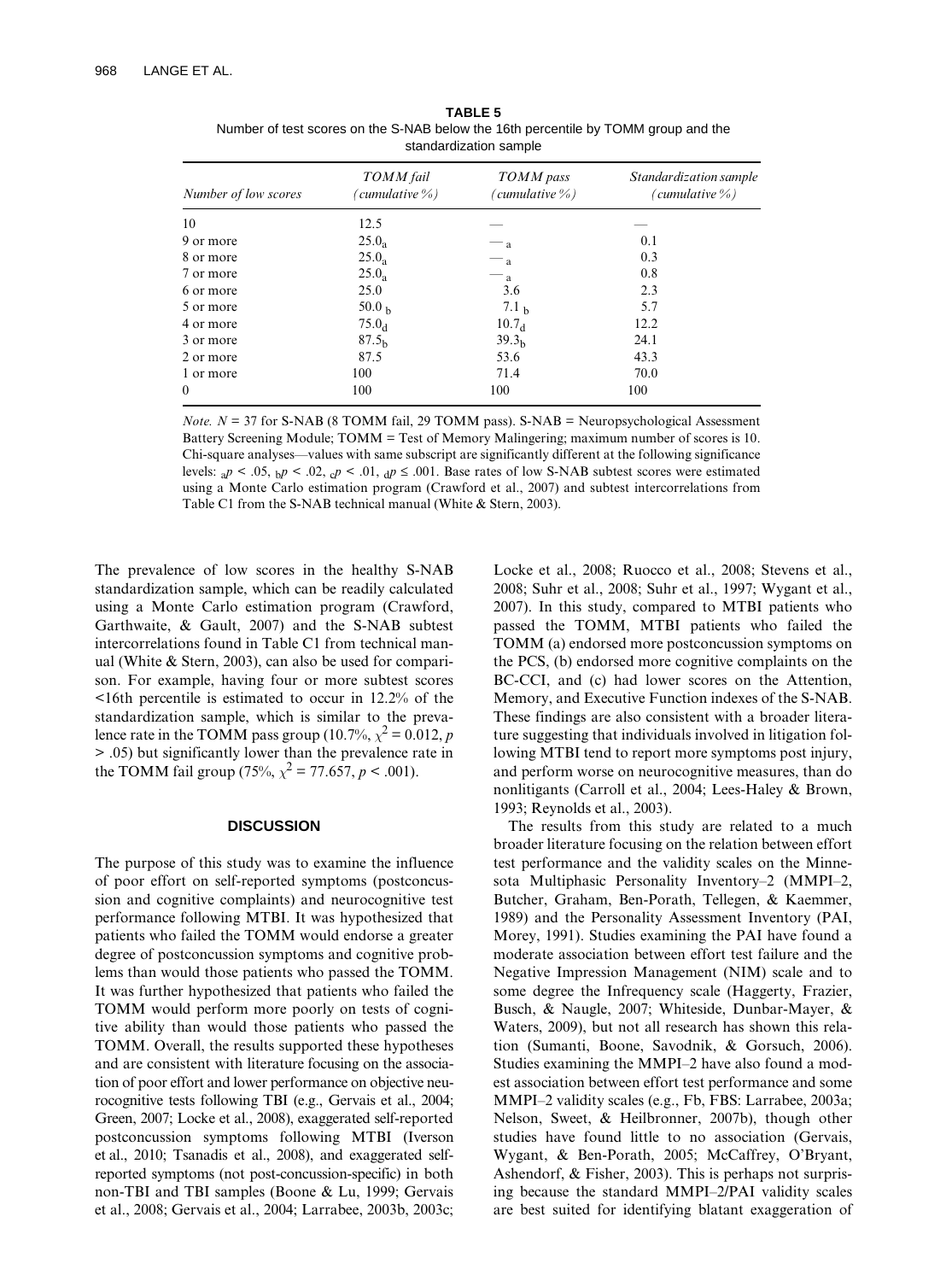**TABLE 5**
Number of test scores on the S-NAB below the 16th percentile by TOMM group and the standardization sample

| *Number of low scores* | *TOMM fail (cumulative %)* | *TOMM pass (cumulative %)* | *Standardization sample (cumulative %)* |
|---|---|---|---|
| 10 | 12.5 | — | — |
| 9 or more | $25.0_a$ | $—_a$ | 0.1 |
| 8 or more | $25.0_a$ | $—_a$ | 0.3 |
| 7 or more | $25.0_a$ | $—_a$ | 0.8 |
| 6 or more | 25.0 | 3.6 | 2.3 |
| 5 or more | $50.0_b$ | $7.1_b$ | 5.7 |
| 4 or more | $75.0_d$ | $10.7_d$ | 12.2 |
| 3 or more | $87.5_b$ | $39.3_b$ | 24.1 |
| 2 or more | 87.5 | 53.6 | 43.3 |
| 1 or more | 100 | 71.4 | 70.0 |
| 0 | 100 | 100 | 100 |

*Note.* $N = 37$ for S-NAB (8 TOMM fail, 29 TOMM pass). S-NAB = Neuropsychological Assessment Battery Screening Module; TOMM = Test of Memory Malingering; maximum number of scores is 10. Chi-square analyses—values with same subscript are significantly different at the following significance levels: $_ap < .05$, $_bp < .02$, $_cp < .01$, $_dp \leq .001$. Base rates of low S-NAB subtest scores were estimated using a Monte Carlo estimation program (Crawford et al., 2007) and subtest intercorrelations from Table C1 from the S-NAB technical manual (White & Stern, 2003).

The prevalence of low scores in the healthy S-NAB standardization sample, which can be readily calculated using a Monte Carlo estimation program (Crawford, Garthwaite, & Gault, 2007) and the S-NAB subtest intercorrelations found in Table C1 from technical manual (White & Stern, 2003), can also be used for comparison. For example, having four or more subtest scores <16th percentile is estimated to occur in 12.2% of the standardization sample, which is similar to the prevalence rate in the TOMM pass group (10.7%, $\chi^2 = 0.012$, $p > .05$) but significantly lower than the prevalence rate in the TOMM fail group (75%, $\chi^2 = 77.657$, $p < .001$).

## DISCUSSION

The purpose of this study was to examine the influence of poor effort on self-reported symptoms (postconcussion and cognitive complaints) and neurocognitive test performance following MTBI. It was hypothesized that patients who failed the TOMM would endorse a greater degree of postconcussion symptoms and cognitive problems than would those patients who passed the TOMM. It was further hypothesized that patients who failed the TOMM would perform more poorly on tests of cognitive ability than would those patients who passed the TOMM. Overall, the results supported these hypotheses and are consistent with literature focusing on the association of poor effort and lower performance on objective neurocognitive tests following TBI (e.g., Gervais et al., 2004; Green, 2007; Locke et al., 2008), exaggerated self-reported postconcussion symptoms following MTBI (Iverson et al., 2010; Tsanadis et al., 2008), and exaggerated self-reported symptoms (not post-concussion-specific) in both non-TBI and TBI samples (Boone & Lu, 1999; Gervais et al., 2008; Gervais et al., 2004; Larrabee, 2003b, 2003c; Locke et al., 2008; Ruocco et al., 2008; Stevens et al., 2008; Suhr et al., 2008; Suhr et al., 1997; Wygant et al., 2007). In this study, compared to MTBI patients who passed the TOMM, MTBI patients who failed the TOMM (a) endorsed more postconcussion symptoms on the PCS, (b) endorsed more cognitive complaints on the BC-CCI, and (c) had lower scores on the Attention, Memory, and Executive Function indexes of the S-NAB. These findings are also consistent with a broader literature suggesting that individuals involved in litigation following MTBI tend to report more symptoms post injury, and perform worse on neurocognitive measures, than do nonlitigants (Carroll et al., 2004; Lees-Haley & Brown, 1993; Reynolds et al., 2003).

The results from this study are related to a much broader literature focusing on the relation between effort test performance and the validity scales on the Minnesota Multiphasic Personality Inventory–2 (MMPI–2, Butcher, Graham, Ben-Porath, Tellegen, & Kaemmer, 1989) and the Personality Assessment Inventory (PAI, Morey, 1991). Studies examining the PAI have found a moderate association between effort test failure and the Negative Impression Management (NIM) scale and to some degree the Infrequency scale (Haggerty, Frazier, Busch, & Naugle, 2007; Whiteside, Dunbar-Mayer, & Waters, 2009), but not all research has shown this relation (Sumanti, Boone, Savodnik, & Gorsuch, 2006). Studies examining the MMPI–2 have also found a modest association between effort test performance and some MMPI–2 validity scales (e.g., Fb, FBS: Larrabee, 2003a; Nelson, Sweet, & Heilbronner, 2007b), though other studies have found little to no association (Gervais, Wygant, & Ben-Porath, 2005; McCaffrey, O'Bryant, Ashendorf, & Fisher, 2003). This is perhaps not surprising because the standard MMPI–2/PAI validity scales are best suited for identifying blatant exaggeration of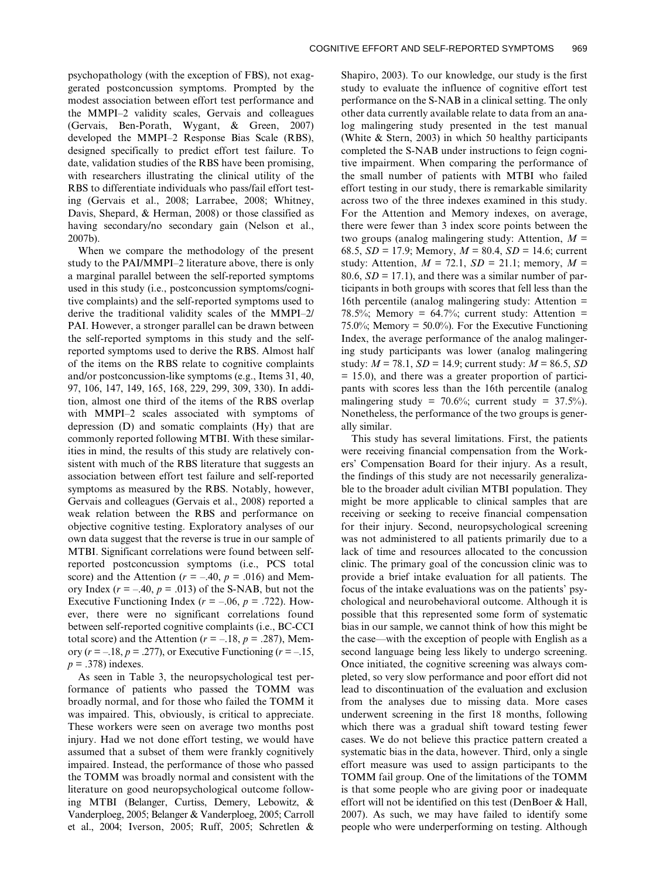psychopathology (with the exception of FBS), not exaggerated postconcussion symptoms. Prompted by the modest association between effort test performance and the MMPI–2 validity scales, Gervais and colleagues (Gervais, Ben-Porath, Wygant, & Green, 2007) developed the MMPI–2 Response Bias Scale (RBS), designed specifically to predict effort test failure. To date, validation studies of the RBS have been promising, with researchers illustrating the clinical utility of the RBS to differentiate individuals who pass/fail effort testing (Gervais et al., 2008; Larrabee, 2008; Whitney, Davis, Shepard, & Herman, 2008) or those classified as having secondary/no secondary gain (Nelson et al., 2007b).

When we compare the methodology of the present study to the PAI/MMPI–2 literature above, there is only a marginal parallel between the self-reported symptoms used in this study (i.e., postconcussion symptoms/cognitive complaints) and the self-reported symptoms used to derive the traditional validity scales of the MMPI–2/PAI. However, a stronger parallel can be drawn between the self-reported symptoms in this study and the self-reported symptoms used to derive the RBS. Almost half of the items on the RBS relate to cognitive complaints and/or postconcussion-like symptoms (e.g., Items 31, 40, 97, 106, 147, 149, 165, 168, 229, 299, 309, 330). In addition, almost one third of the items of the RBS overlap with MMPI–2 scales associated with symptoms of depression (D) and somatic complaints (Hy) that are commonly reported following MTBI. With these similarities in mind, the results of this study are relatively consistent with much of the RBS literature that suggests an association between effort test failure and self-reported symptoms as measured by the RBS. Notably, however, Gervais and colleagues (Gervais et al., 2008) reported a weak relation between the RBS and performance on objective cognitive testing. Exploratory analyses of our own data suggest that the reverse is true in our sample of MTBI. Significant correlations were found between self-reported postconcussion symptoms (i.e., PCS total score) and the Attention ($r = -.40$, $p = .016$) and Memory Index ($r = -.40$, $p = .013$) of the S-NAB, but not the Executive Functioning Index ($r = -.06$, $p = .722$). However, there were no significant correlations found between self-reported cognitive complaints (i.e., BC-CCI total score) and the Attention ($r = -.18$, $p = .287$), Memory ($r = -.18$, $p = .277$), or Executive Functioning ($r = -.15$, $p = .378$) indexes.

As seen in Table 3, the neuropsychological test performance of patients who passed the TOMM was broadly normal, and for those who failed the TOMM it was impaired. This, obviously, is critical to appreciate. These workers were seen on average two months post injury. Had we not done effort testing, we would have assumed that a subset of them were frankly cognitively impaired. Instead, the performance of those who passed the TOMM was broadly normal and consistent with the literature on good neuropsychological outcome following MTBI (Belanger, Curtiss, Demery, Lebowitz, & Vanderploeg, 2005; Belanger & Vanderploeg, 2005; Carroll et al., 2004; Iverson, 2005; Ruff, 2005; Schretlen & Shapiro, 2003). To our knowledge, our study is the first study to evaluate the influence of cognitive effort test performance on the S-NAB in a clinical setting. The only other data currently available relate to data from an analog malingering study presented in the test manual (White & Stern, 2003) in which 50 healthy participants completed the S-NAB under instructions to feign cognitive impairment. When comparing the performance of the small number of patients with MTBI who failed effort testing in our study, there is remarkable similarity across two of the three indexes examined in this study. For the Attention and Memory indexes, on average, there were fewer than 3 index score points between the two groups (analog malingering study: Attention, $M = 68.5$, $SD = 17.9$; Memory, $M = 80.4$, $SD = 14.6$; current study: Attention, $M = 72.1$, $SD = 21.1$; memory, $M = 80.6$, $SD = 17.1$), and there was a similar number of participants in both groups with scores that fell less than the 16th percentile (analog malingering study: Attention = 78.5%; Memory = 64.7%; current study: Attention = 75.0%; Memory = 50.0%). For the Executive Functioning Index, the average performance of the analog malingering study participants was lower (analog malingering study: $M = 78.1$, $SD = 14.9$; current study: $M = 86.5$, $SD = 15.0$), and there was a greater proportion of participants with scores less than the 16th percentile (analog malingering study = 70.6%; current study = 37.5%). Nonetheless, the performance of the two groups is generally similar.

This study has several limitations. First, the patients were receiving financial compensation from the Workers' Compensation Board for their injury. As a result, the findings of this study are not necessarily generalizable to the broader adult civilian MTBI population. They might be more applicable to clinical samples that are receiving or seeking to receive financial compensation for their injury. Second, neuropsychological screening was not administered to all patients primarily due to a lack of time and resources allocated to the concussion clinic. The primary goal of the concussion clinic was to provide a brief intake evaluation for all patients. The focus of the intake evaluations was on the patients' psychological and neurobehavioral outcome. Although it is possible that this represented some form of systematic bias in our sample, we cannot think of how this might be the case—with the exception of people with English as a second language being less likely to undergo screening. Once initiated, the cognitive screening was always completed, so very slow performance and poor effort did not lead to discontinuation of the evaluation and exclusion from the analyses due to missing data. More cases underwent screening in the first 18 months, following which there was a gradual shift toward testing fewer cases. We do not believe this practice pattern created a systematic bias in the data, however. Third, only a single effort measure was used to assign participants to the TOMM fail group. One of the limitations of the TOMM is that some people who are giving poor or inadequate effort will not be identified on this test (DenBoer & Hall, 2007). As such, we may have failed to identify some people who were underperforming on testing. Although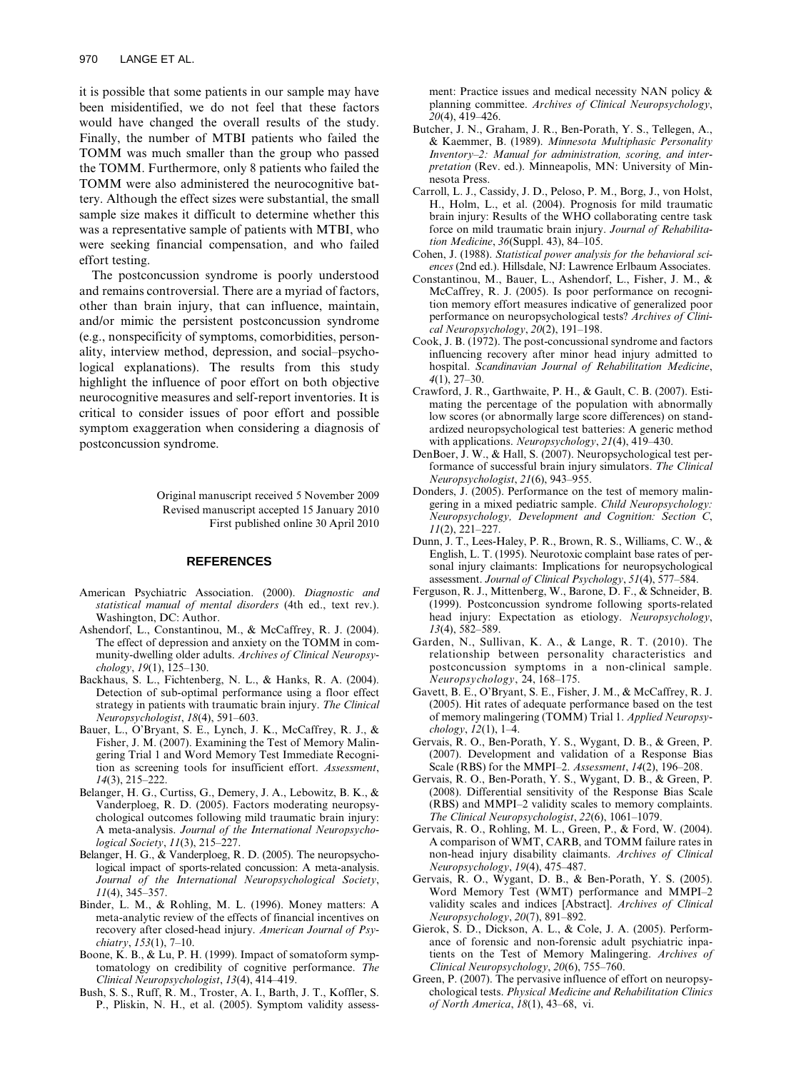it is possible that some patients in our sample may have been misidentified, we do not feel that these factors would have changed the overall results of the study. Finally, the number of MTBI patients who failed the TOMM was much smaller than the group who passed the TOMM. Furthermore, only 8 patients who failed the TOMM were also administered the neurocognitive battery. Although the effect sizes were substantial, the small sample size makes it difficult to determine whether this was a representative sample of patients with MTBI, who were seeking financial compensation, and who failed effort testing.

The postconcussion syndrome is poorly understood and remains controversial. There are a myriad of factors, other than brain injury, that can influence, maintain, and/or mimic the persistent postconcussion syndrome (e.g., nonspecificity of symptoms, comorbidities, personality, interview method, depression, and social–psychological explanations). The results from this study highlight the influence of poor effort on both objective neurocognitive measures and self-report inventories. It is critical to consider issues of poor effort and possible symptom exaggeration when considering a diagnosis of postconcussion syndrome.

Original manuscript received 5 November 2009
Revised manuscript accepted 15 January 2010
First published online 30 April 2010

## REFERENCES

American Psychiatric Association. (2000). *Diagnostic and statistical manual of mental disorders* (4th ed., text rev.). Washington, DC: Author.

Ashendorf, L., Constantinou, M., & McCaffrey, R. J. (2004). The effect of depression and anxiety on the TOMM in community-dwelling older adults. *Archives of Clinical Neuropsychology*, *19*(1), 125–130.

Backhaus, S. L., Fichtenberg, N. L., & Hanks, R. A. (2004). Detection of sub-optimal performance using a floor effect strategy in patients with traumatic brain injury. *The Clinical Neuropsychologist*, *18*(4), 591–603.

Bauer, L., O'Bryant, S. E., Lynch, J. K., McCaffrey, R. J., & Fisher, J. M. (2007). Examining the Test of Memory Malingering Trial 1 and Word Memory Test Immediate Recognition as screening tools for insufficient effort. *Assessment*, *14*(3), 215–222.

Belanger, H. G., Curtiss, G., Demery, J. A., Lebowitz, B. K., & Vanderploeg, R. D. (2005). Factors moderating neuropsychological outcomes following mild traumatic brain injury: A meta-analysis. *Journal of the International Neuropsychological Society*, *11*(3), 215–227.

Belanger, H. G., & Vanderploeg, R. D. (2005). The neuropsychological impact of sports-related concussion: A meta-analysis. *Journal of the International Neuropsychological Society*, *11*(4), 345–357.

Binder, L. M., & Rohling, M. L. (1996). Money matters: A meta-analytic review of the effects of financial incentives on recovery after closed-head injury. *American Journal of Psychiatry*, *153*(1), 7–10.

Boone, K. B., & Lu, P. H. (1999). Impact of somatoform symptomatology on credibility of cognitive performance. *The Clinical Neuropsychologist*, *13*(4), 414–419.

Bush, S. S., Ruff, R. M., Troster, A. I., Barth, J. T., Koffler, S. P., Pliskin, N. H., et al. (2005). Symptom validity assessment: Practice issues and medical necessity NAN policy & planning committee. *Archives of Clinical Neuropsychology*, *20*(4), 419–426.

Butcher, J. N., Graham, J. R., Ben-Porath, Y. S., Tellegen, A., & Kaemmer, B. (1989). *Minnesota Multiphasic Personality Inventory–2: Manual for administration, scoring, and interpretation* (Rev. ed.). Minneapolis, MN: University of Minnesota Press.

Carroll, L. J., Cassidy, J. D., Peloso, P. M., Borg, J., von Holst, H., Holm, L., et al. (2004). Prognosis for mild traumatic brain injury: Results of the WHO collaborating centre task force on mild traumatic brain injury. *Journal of Rehabilitation Medicine*, *36*(Suppl. 43), 84–105.

Cohen, J. (1988). *Statistical power analysis for the behavioral sciences* (2nd ed.). Hillsdale, NJ: Lawrence Erlbaum Associates.

Constantinou, M., Bauer, L., Ashendorf, L., Fisher, J. M., & McCaffrey, R. J. (2005). Is poor performance on recognition memory effort measures indicative of generalized poor performance on neuropsychological tests? *Archives of Clinical Neuropsychology*, *20*(2), 191–198.

Cook, J. B. (1972). The post-concussional syndrome and factors influencing recovery after minor head injury admitted to hospital. *Scandinavian Journal of Rehabilitation Medicine*, *4*(1), 27–30.

Crawford, J. R., Garthwaite, P. H., & Gault, C. B. (2007). Estimating the percentage of the population with abnormally low scores (or abnormally large score differences) on standardized neuropsychological test batteries: A generic method with applications. *Neuropsychology*, *21*(4), 419–430.

DenBoer, J. W., & Hall, S. (2007). Neuropsychological test performance of successful brain injury simulators. *The Clinical Neuropsychologist*, *21*(6), 943–955.

Donders, J. (2005). Performance on the test of memory malingering in a mixed pediatric sample. *Child Neuropsychology: Neuropsychology, Development and Cognition: Section C*, *11*(2), 221–227.

Dunn, J. T., Lees-Haley, P. R., Brown, R. S., Williams, C. W., & English, L. T. (1995). Neurotoxic complaint base rates of personal injury claimants: Implications for neuropsychological assessment. *Journal of Clinical Psychology*, *51*(4), 577–584.

Ferguson, R. J., Mittenberg, W., Barone, D. F., & Schneider, B. (1999). Postconcussion syndrome following sports-related head injury: Expectation as etiology. *Neuropsychology*, *13*(4), 582–589.

Garden, N., Sullivan, K. A., & Lange, R. T. (2010). The relationship between personality characteristics and postconcussion symptoms in a non-clinical sample. *Neuropsychology*, 24, 168–175.

Gavett, B. E., O'Bryant, S. E., Fisher, J. M., & McCaffrey, R. J. (2005). Hit rates of adequate performance based on the test of memory malingering (TOMM) Trial 1. *Applied Neuropsychology*, *12*(1), 1–4.

Gervais, R. O., Ben-Porath, Y. S., Wygant, D. B., & Green, P. (2007). Development and validation of a Response Bias Scale (RBS) for the MMPI–2. *Assessment*, *14*(2), 196–208.

Gervais, R. O., Ben-Porath, Y. S., Wygant, D. B., & Green, P. (2008). Differential sensitivity of the Response Bias Scale (RBS) and MMPI–2 validity scales to memory complaints. *The Clinical Neuropsychologist*, *22*(6), 1061–1079.

Gervais, R. O., Rohling, M. L., Green, P., & Ford, W. (2004). A comparison of WMT, CARB, and TOMM failure rates in non-head injury disability claimants. *Archives of Clinical Neuropsychology*, *19*(4), 475–487.

Gervais, R. O., Wygant, D. B., & Ben-Porath, Y. S. (2005). Word Memory Test (WMT) performance and MMPI–2 validity scales and indices [Abstract]. *Archives of Clinical Neuropsychology*, *20*(7), 891–892.

Gierok, S. D., Dickson, A. L., & Cole, J. A. (2005). Performance of forensic and non-forensic adult psychiatric inpatients on the Test of Memory Malingering. *Archives of Clinical Neuropsychology*, *20*(6), 755–760.

Green, P. (2007). The pervasive influence of effort on neuropsychological tests. *Physical Medicine and Rehabilitation Clinics of North America*, *18*(1), 43–68, vi.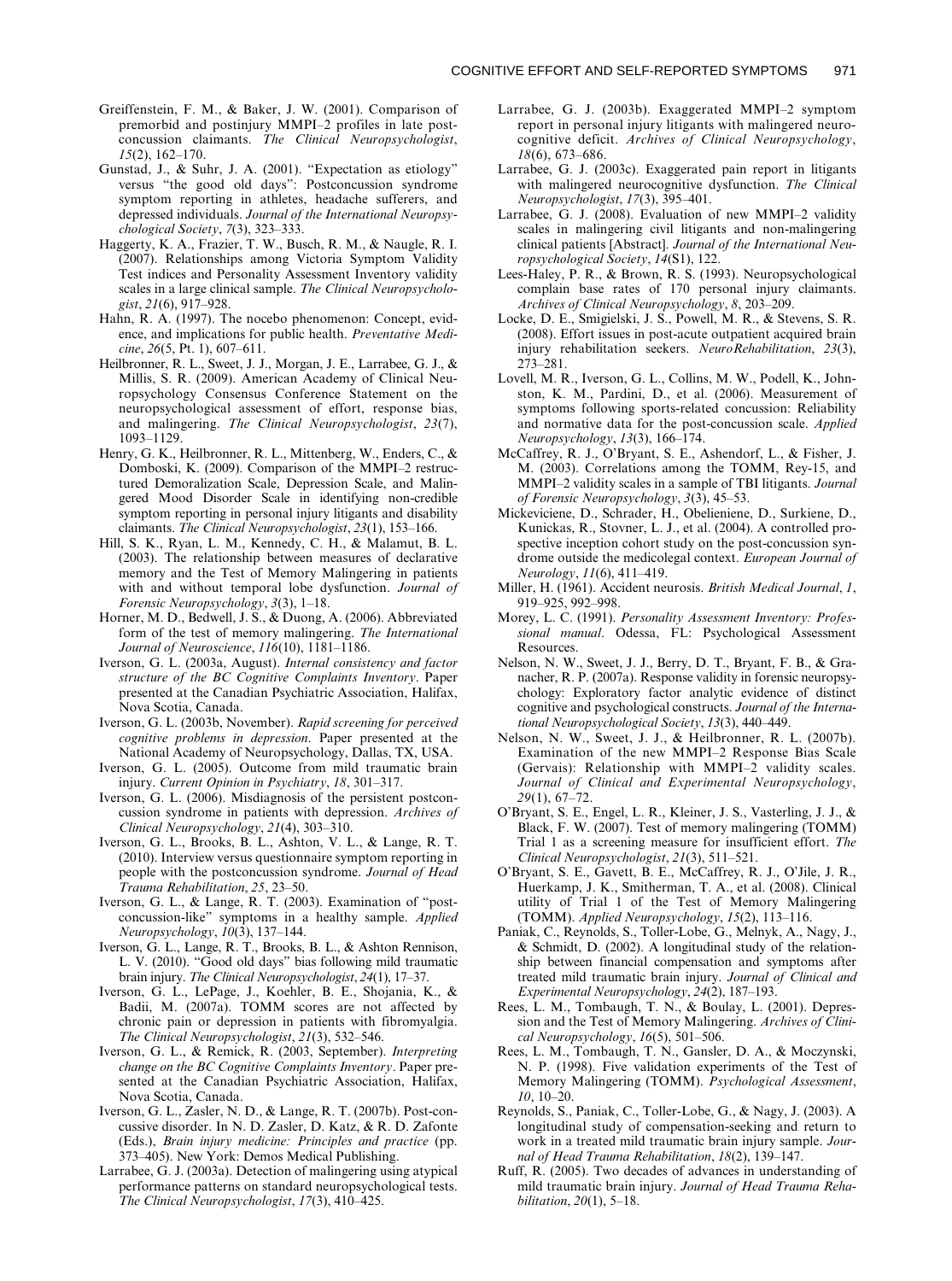Greiffenstein, F. M., & Baker, J. W. (2001). Comparison of premorbid and postinjury MMPI–2 profiles in late postconcussion claimants. *The Clinical Neuropsychologist*, *15*(2), 162–170.

Gunstad, J., & Suhr, J. A. (2001). "Expectation as etiology" versus "the good old days": Postconcussion syndrome symptom reporting in athletes, headache sufferers, and depressed individuals. *Journal of the International Neuropsychological Society*, *7*(3), 323–333.

Haggerty, K. A., Frazier, T. W., Busch, R. M., & Naugle, R. I. (2007). Relationships among Victoria Symptom Validity Test indices and Personality Assessment Inventory validity scales in a large clinical sample. *The Clinical Neuropsychologist*, *21*(6), 917–928.

Hahn, R. A. (1997). The nocebo phenomenon: Concept, evidence, and implications for public health. *Preventative Medicine*, *26*(5, Pt. 1), 607–611.

Heilbronner, R. L., Sweet, J. J., Morgan, J. E., Larrabee, G. J., & Millis, S. R. (2009). American Academy of Clinical Neuropsychology Consensus Conference Statement on the neuropsychological assessment of effort, response bias, and malingering. *The Clinical Neuropsychologist*, *23*(7), 1093–1129.

Henry, G. K., Heilbronner, R. L., Mittenberg, W., Enders, C., & Domboski, K. (2009). Comparison of the MMPI–2 restructured Demoralization Scale, Depression Scale, and Malingered Mood Disorder Scale in identifying non-credible symptom reporting in personal injury litigants and disability claimants. *The Clinical Neuropsychologist*, *23*(1), 153–166.

Hill, S. K., Ryan, L. M., Kennedy, C. H., & Malamut, B. L. (2003). The relationship between measures of declarative memory and the Test of Memory Malingering in patients with and without temporal lobe dysfunction. *Journal of Forensic Neuropsychology*, *3*(3), 1–18.

Horner, M. D., Bedwell, J. S., & Duong, A. (2006). Abbreviated form of the test of memory malingering. *The International Journal of Neuroscience*, *116*(10), 1181–1186.

Iverson, G. L. (2003a, August). *Internal consistency and factor structure of the BC Cognitive Complaints Inventory*. Paper presented at the Canadian Psychiatric Association, Halifax, Nova Scotia, Canada.

Iverson, G. L. (2003b, November). *Rapid screening for perceived cognitive problems in depression*. Paper presented at the National Academy of Neuropsychology, Dallas, TX, USA.

Iverson, G. L. (2005). Outcome from mild traumatic brain injury. *Current Opinion in Psychiatry*, *18*, 301–317.

Iverson, G. L. (2006). Misdiagnosis of the persistent postconcussion syndrome in patients with depression. *Archives of Clinical Neuropsychology*, *21*(4), 303–310.

Iverson, G. L., Brooks, B. L., Ashton, V. L., & Lange, R. T. (2010). Interview versus questionnaire symptom reporting in people with the postconcussion syndrome. *Journal of Head Trauma Rehabilitation*, *25*, 23–50.

Iverson, G. L., & Lange, R. T. (2003). Examination of "postconcussion-like" symptoms in a healthy sample. *Applied Neuropsychology*, *10*(3), 137–144.

Iverson, G. L., Lange, R. T., Brooks, B. L., & Ashton Rennison, L. V. (2010). "Good old days" bias following mild traumatic brain injury. *The Clinical Neuropsychologist*, *24*(1), 17–37.

Iverson, G. L., LePage, J., Koehler, B. E., Shojania, K., & Badii, M. (2007a). TOMM scores are not affected by chronic pain or depression in patients with fibromyalgia. *The Clinical Neuropsychologist*, *21*(3), 532–546.

Iverson, G. L., & Remick, R. (2003, September). *Interpreting change on the BC Cognitive Complaints Inventory*. Paper presented at the Canadian Psychiatric Association, Halifax, Nova Scotia, Canada.

Iverson, G. L., Zasler, N. D., & Lange, R. T. (2007b). Post-concussive disorder. In N. D. Zasler, D. Katz, & R. D. Zafonte (Eds.), *Brain injury medicine: Principles and practice* (pp. 373–405). New York: Demos Medical Publishing.

Larrabee, G. J. (2003a). Detection of malingering using atypical performance patterns on standard neuropsychological tests. *The Clinical Neuropsychologist*, *17*(3), 410–425.

Larrabee, G. J. (2003b). Exaggerated MMPI–2 symptom report in personal injury litigants with malingered neurocognitive deficit. *Archives of Clinical Neuropsychology*, *18*(6), 673–686.

Larrabee, G. J. (2003c). Exaggerated pain report in litigants with malingered neurocognitive dysfunction. *The Clinical Neuropsychologist*, *17*(3), 395–401.

Larrabee, G. J. (2008). Evaluation of new MMPI–2 validity scales in malingering civil litigants and non-malingering clinical patients [Abstract]. *Journal of the International Neuropsychological Society*, *14*(S1), 122.

Lees-Haley, P. R., & Brown, R. S. (1993). Neuropsychological complain base rates of 170 personal injury claimants. *Archives of Clinical Neuropsychology*, *8*, 203–209.

Locke, D. E., Smigielski, J. S., Powell, M. R., & Stevens, S. R. (2008). Effort issues in post-acute outpatient acquired brain injury rehabilitation seekers. *NeuroRehabilitation*, *23*(3), 273–281.

Lovell, M. R., Iverson, G. L., Collins, M. W., Podell, K., Johnston, K. M., Pardini, D., et al. (2006). Measurement of symptoms following sports-related concussion: Reliability and normative data for the post-concussion scale. *Applied Neuropsychology*, *13*(3), 166–174.

McCaffrey, R. J., O'Bryant, S. E., Ashendorf, L., & Fisher, J. M. (2003). Correlations among the TOMM, Rey-15, and MMPI–2 validity scales in a sample of TBI litigants. *Journal of Forensic Neuropsychology*, *3*(3), 45–53.

Mickeviciene, D., Schrader, H., Obelieniene, D., Surkiene, D., Kunickas, R., Stovner, L. J., et al. (2004). A controlled prospective inception cohort study on the post-concussion syndrome outside the medicolegal context. *European Journal of Neurology*, *11*(6), 411–419.

Miller, H. (1961). Accident neurosis. *British Medical Journal*, *1*, 919–925, 992–998.

Morey, L. C. (1991). *Personality Assessment Inventory: Professional manual*. Odessa, FL: Psychological Assessment Resources.

Nelson, N. W., Sweet, J. J., Berry, D. T., Bryant, F. B., & Granacher, R. P. (2007a). Response validity in forensic neuropsychology: Exploratory factor analytic evidence of distinct cognitive and psychological constructs. *Journal of the International Neuropsychological Society*, *13*(3), 440–449.

Nelson, N. W., Sweet, J. J., & Heilbronner, R. L. (2007b). Examination of the new MMPI–2 Response Bias Scale (Gervais): Relationship with MMPI–2 validity scales. *Journal of Clinical and Experimental Neuropsychology*, *29*(1), 67–72.

O'Bryant, S. E., Engel, L. R., Kleiner, J. S., Vasterling, J. J., & Black, F. W. (2007). Test of memory malingering (TOMM) Trial 1 as a screening measure for insufficient effort. *The Clinical Neuropsychologist*, *21*(3), 511–521.

O'Bryant, S. E., Gavett, B. E., McCaffrey, R. J., O'Jile, J. R., Huerkamp, J. K., Smitherman, T. A., et al. (2008). Clinical utility of Trial 1 of the Test of Memory Malingering (TOMM). *Applied Neuropsychology*, *15*(2), 113–116.

Paniak, C., Reynolds, S., Toller-Lobe, G., Melnyk, A., Nagy, J., & Schmidt, D. (2002). A longitudinal study of the relationship between financial compensation and symptoms after treated mild traumatic brain injury. *Journal of Clinical and Experimental Neuropsychology*, *24*(2), 187–193.

Rees, L. M., Tombaugh, T. N., & Boulay, L. (2001). Depression and the Test of Memory Malingering. *Archives of Clinical Neuropsychology*, *16*(5), 501–506.

Rees, L. M., Tombaugh, T. N., Gansler, D. A., & Moczynski, N. P. (1998). Five validation experiments of the Test of Memory Malingering (TOMM). *Psychological Assessment*, *10*, 10–20.

Reynolds, S., Paniak, C., Toller-Lobe, G., & Nagy, J. (2003). A longitudinal study of compensation-seeking and return to work in a treated mild traumatic brain injury sample. *Journal of Head Trauma Rehabilitation*, *18*(2), 139–147.

Ruff, R. (2005). Two decades of advances in understanding of mild traumatic brain injury. *Journal of Head Trauma Rehabilitation*, *20*(1), 5–18.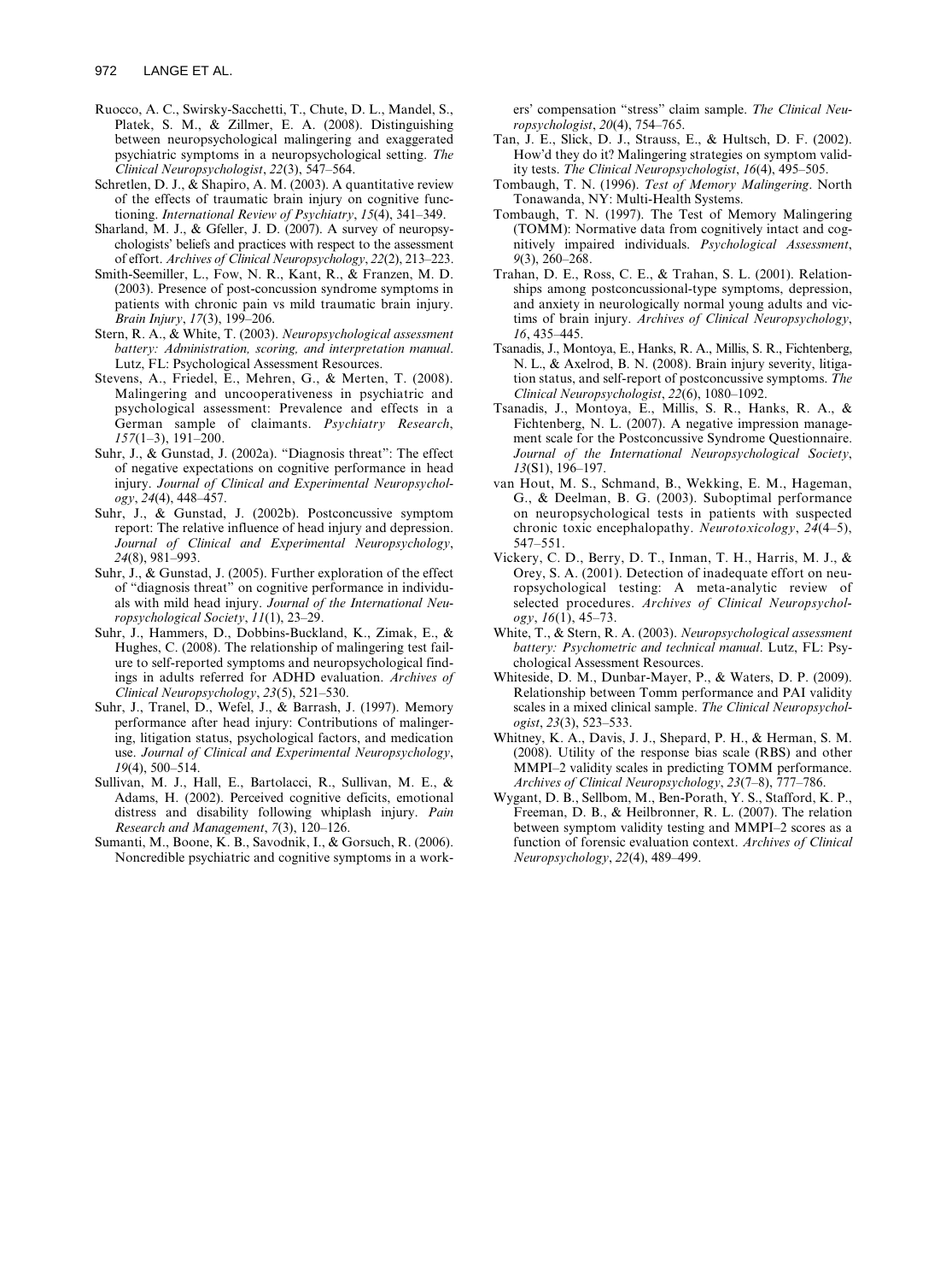Ruocco, A. C., Swirsky-Sacchetti, T., Chute, D. L., Mandel, S., Platek, S. M., & Zillmer, E. A. (2008). Distinguishing between neuropsychological malingering and exaggerated psychiatric symptoms in a neuropsychological setting. *The Clinical Neuropsychologist*, *22*(3), 547–564.

Schretlen, D. J., & Shapiro, A. M. (2003). A quantitative review of the effects of traumatic brain injury on cognitive functioning. *International Review of Psychiatry*, *15*(4), 341–349.

Sharland, M. J., & Gfeller, J. D. (2007). A survey of neuropsychologists' beliefs and practices with respect to the assessment of effort. *Archives of Clinical Neuropsychology*, *22*(2), 213–223.

Smith-Seemiller, L., Fow, N. R., Kant, R., & Franzen, M. D. (2003). Presence of post-concussion syndrome symptoms in patients with chronic pain vs mild traumatic brain injury. *Brain Injury*, *17*(3), 199–206.

Stern, R. A., & White, T. (2003). *Neuropsychological assessment battery: Administration, scoring, and interpretation manual*. Lutz, FL: Psychological Assessment Resources.

Stevens, A., Friedel, E., Mehren, G., & Merten, T. (2008). Malingering and uncooperativeness in psychiatric and psychological assessment: Prevalence and effects in a German sample of claimants. *Psychiatry Research*, *157*(1–3), 191–200.

Suhr, J., & Gunstad, J. (2002a). "Diagnosis threat": The effect of negative expectations on cognitive performance in head injury. *Journal of Clinical and Experimental Neuropsychology*, *24*(4), 448–457.

Suhr, J., & Gunstad, J. (2002b). Postconcussive symptom report: The relative influence of head injury and depression. *Journal of Clinical and Experimental Neuropsychology*, *24*(8), 981–993.

Suhr, J., & Gunstad, J. (2005). Further exploration of the effect of "diagnosis threat" on cognitive performance in individuals with mild head injury. *Journal of the International Neuropsychological Society*, *11*(1), 23–29.

Suhr, J., Hammers, D., Dobbins-Buckland, K., Zimak, E., & Hughes, C. (2008). The relationship of malingering test failure to self-reported symptoms and neuropsychological findings in adults referred for ADHD evaluation. *Archives of Clinical Neuropsychology*, *23*(5), 521–530.

Suhr, J., Tranel, D., Wefel, J., & Barrash, J. (1997). Memory performance after head injury: Contributions of malingering, litigation status, psychological factors, and medication use. *Journal of Clinical and Experimental Neuropsychology*, *19*(4), 500–514.

Sullivan, M. J., Hall, E., Bartolacci, R., Sullivan, M. E., & Adams, H. (2002). Perceived cognitive deficits, emotional distress and disability following whiplash injury. *Pain Research and Management*, *7*(3), 120–126.

Sumanti, M., Boone, K. B., Savodnik, I., & Gorsuch, R. (2006). Noncredible psychiatric and cognitive symptoms in a workers' compensation "stress" claim sample. *The Clinical Neuropsychologist*, *20*(4), 754–765.

Tan, J. E., Slick, D. J., Strauss, E., & Hultsch, D. F. (2002). How'd they do it? Malingering strategies on symptom validity tests. *The Clinical Neuropsychologist*, *16*(4), 495–505.

Tombaugh, T. N. (1996). *Test of Memory Malingering*. North Tonawanda, NY: Multi-Health Systems.

Tombaugh, T. N. (1997). The Test of Memory Malingering (TOMM): Normative data from cognitively intact and cognitively impaired individuals. *Psychological Assessment*, *9*(3), 260–268.

Trahan, D. E., Ross, C. E., & Trahan, S. L. (2001). Relationships among postconcussional-type symptoms, depression, and anxiety in neurologically normal young adults and victims of brain injury. *Archives of Clinical Neuropsychology*, *16*, 435–445.

Tsanadis, J., Montoya, E., Hanks, R. A., Millis, S. R., Fichtenberg, N. L., & Axelrod, B. N. (2008). Brain injury severity, litigation status, and self-report of postconcussive symptoms. *The Clinical Neuropsychologist*, *22*(6), 1080–1092.

Tsanadis, J., Montoya, E., Millis, S. R., Hanks, R. A., & Fichtenberg, N. L. (2007). A negative impression management scale for the Postconcussive Syndrome Questionnaire. *Journal of the International Neuropsychological Society*, *13*(S1), 196–197.

van Hout, M. S., Schmand, B., Wekking, E. M., Hageman, G., & Deelman, B. G. (2003). Suboptimal performance on neuropsychological tests in patients with suspected chronic toxic encephalopathy. *Neurotoxicology*, *24*(4–5), 547–551.

Vickery, C. D., Berry, D. T., Inman, T. H., Harris, M. J., & Orey, S. A. (2001). Detection of inadequate effort on neuropsychological testing: A meta-analytic review of selected procedures. *Archives of Clinical Neuropsychology*, *16*(1), 45–73.

White, T., & Stern, R. A. (2003). *Neuropsychological assessment battery: Psychometric and technical manual*. Lutz, FL: Psychological Assessment Resources.

Whiteside, D. M., Dunbar-Mayer, P., & Waters, D. P. (2009). Relationship between Tomm performance and PAI validity scales in a mixed clinical sample. *The Clinical Neuropsychologist*, *23*(3), 523–533.

Whitney, K. A., Davis, J. J., Shepard, P. H., & Herman, S. M. (2008). Utility of the response bias scale (RBS) and other MMPI–2 validity scales in predicting TOMM performance. *Archives of Clinical Neuropsychology*, *23*(7–8), 777–786.

Wygant, D. B., Sellbom, M., Ben-Porath, Y. S., Stafford, K. P., Freeman, D. B., & Heilbronner, R. L. (2007). The relation between symptom validity testing and MMPI–2 scores as a function of forensic evaluation context. *Archives of Clinical Neuropsychology*, *22*(4), 489–499.